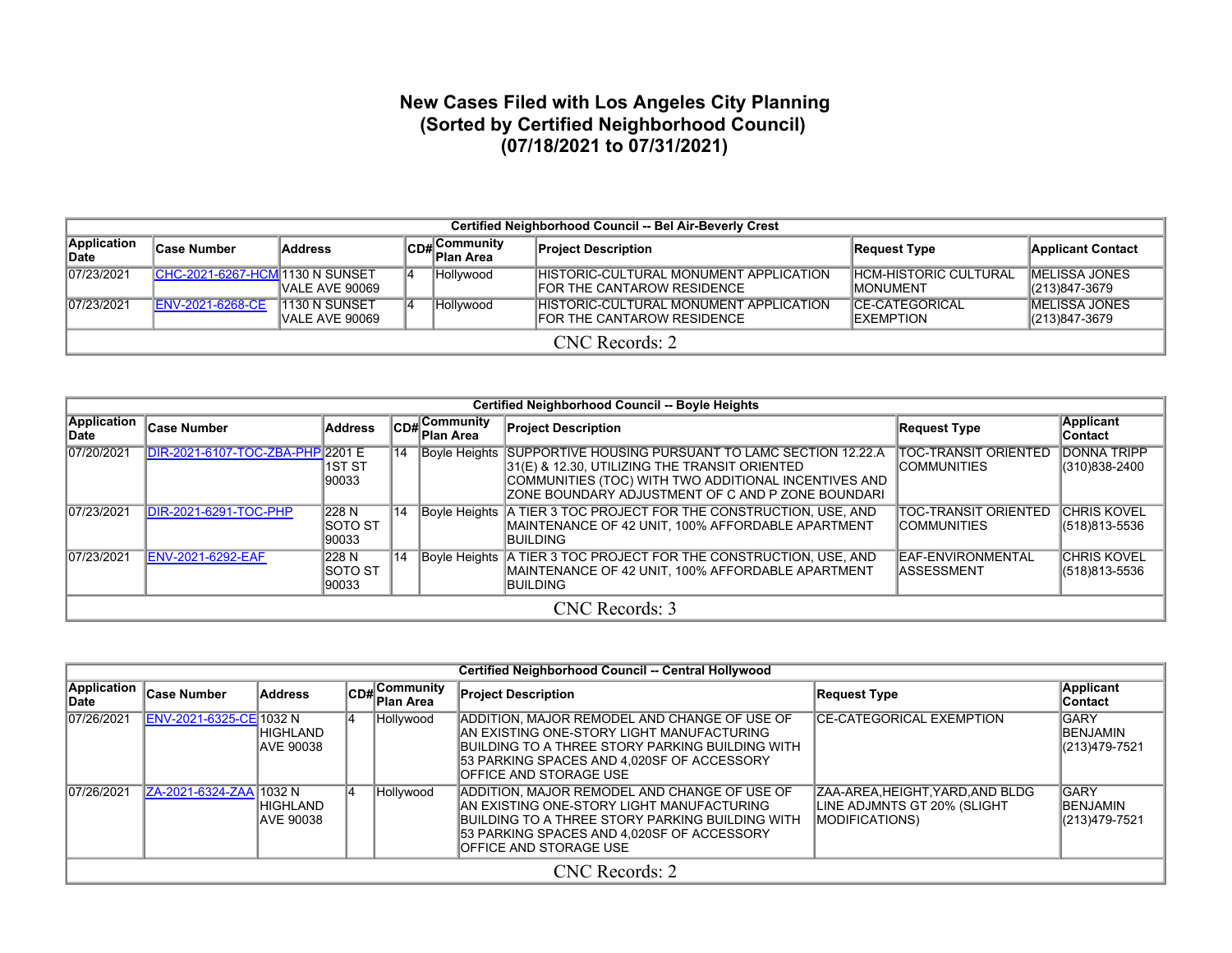# New Cases Filed with Los Angeles City Planning
# (Sorted by Certified Neighborhood Council)
# (07/18/2021 to 07/31/2021)

| Certified Neighborhood Council -- Bel Air-Beverly Crest | | | | | | | |
|---|---|---|---|---|---|---|---|
| **Application Date** | **Case Number** | **Address** | **CD#** | **Community Plan Area** | **Project Description** | **Request Type** | **Applicant Contact** |
| 07/23/2021 | CHC-2021-6267-HCM | 1130 N SUNSET VALE AVE 90069 | 4 | Hollywood | HISTORIC-CULTURAL MONUMENT APPLICATION FOR THE CANTAROW RESIDENCE | HCM-HISTORIC CULTURAL MONUMENT | MELISSA JONES (213)847-3679 |
| 07/23/2021 | ENV-2021-6268-CE | 1130 N SUNSET VALE AVE 90069 | 4 | Hollywood | HISTORIC-CULTURAL MONUMENT APPLICATION FOR THE CANTAROW RESIDENCE | CE-CATEGORICAL EXEMPTION | MELISSA JONES (213)847-3679 |
| CNC Records: 2 | | | | | | | |

| Certified Neighborhood Council -- Boyle Heights | | | | | | | |
|---|---|---|---|---|---|---|---|
| **Application Date** | **Case Number** | **Address** | **CD#** | **Community Plan Area** | **Project Description** | **Request Type** | **Applicant Contact** |
| 07/20/2021 | DIR-2021-6107-TOC-ZBA-PHP | 2201 E 1ST ST 90033 | 14 | Boyle Heights | SUPPORTIVE HOUSING PURSUANT TO LAMC SECTION 12.22.A 31(E) & 12.30, UTILIZING THE TRANSIT ORIENTED COMMUNITIES (TOC) WITH TWO ADDITIONAL INCENTIVES AND ZONE BOUNDARY ADJUSTMENT OF C AND P ZONE BOUNDARI | TOC-TRANSIT ORIENTED COMMUNITIES | DONNA TRIPP (310)838-2400 |
| 07/23/2021 | DIR-2021-6291-TOC-PHP | 228 N SOTO ST 90033 | 14 | Boyle Heights | A TIER 3 TOC PROJECT FOR THE CONSTRUCTION, USE, AND MAINTENANCE OF 42 UNIT, 100% AFFORDABLE APARTMENT BUILDING | TOC-TRANSIT ORIENTED COMMUNITIES | CHRIS KOVEL (518)813-5536 |
| 07/23/2021 | ENV-2021-6292-EAF | 228 N SOTO ST 90033 | 14 | Boyle Heights | A TIER 3 TOC PROJECT FOR THE CONSTRUCTION, USE, AND MAINTENANCE OF 42 UNIT, 100% AFFORDABLE APARTMENT BUILDING | EAF-ENVIRONMENTAL ASSESSMENT | CHRIS KOVEL (518)813-5536 |
| CNC Records: 3 | | | | | | | |

| Certified Neighborhood Council -- Central Hollywood | | | | | | | |
|---|---|---|---|---|---|---|---|
| **Application Date** | **Case Number** | **Address** | **CD#** | **Community Plan Area** | **Project Description** | **Request Type** | **Applicant Contact** |
| 07/26/2021 | ENV-2021-6325-CE | 1032 N HIGHLAND AVE 90038 | 4 | Hollywood | ADDITION, MAJOR REMODEL AND CHANGE OF USE OF AN EXISTING ONE-STORY LIGHT MANUFACTURING BUILDING TO A THREE STORY PARKING BUILDING WITH 53 PARKING SPACES AND 4,020SF OF ACCESSORY OFFICE AND STORAGE USE | CE-CATEGORICAL EXEMPTION | GARY BENJAMIN (213)479-7521 |
| 07/26/2021 | ZA-2021-6324-ZAA | 1032 N HIGHLAND AVE 90038 | 4 | Hollywood | ADDITION, MAJOR REMODEL AND CHANGE OF USE OF AN EXISTING ONE-STORY LIGHT MANUFACTURING BUILDING TO A THREE STORY PARKING BUILDING WITH 53 PARKING SPACES AND 4,020SF OF ACCESSORY OFFICE AND STORAGE USE | ZAA-AREA,HEIGHT,YARD,AND BLDG LINE ADJMNTS GT 20% (SLIGHT MODIFICATIONS) | GARY BENJAMIN (213)479-7521 |
| CNC Records: 2 | | | | | | | |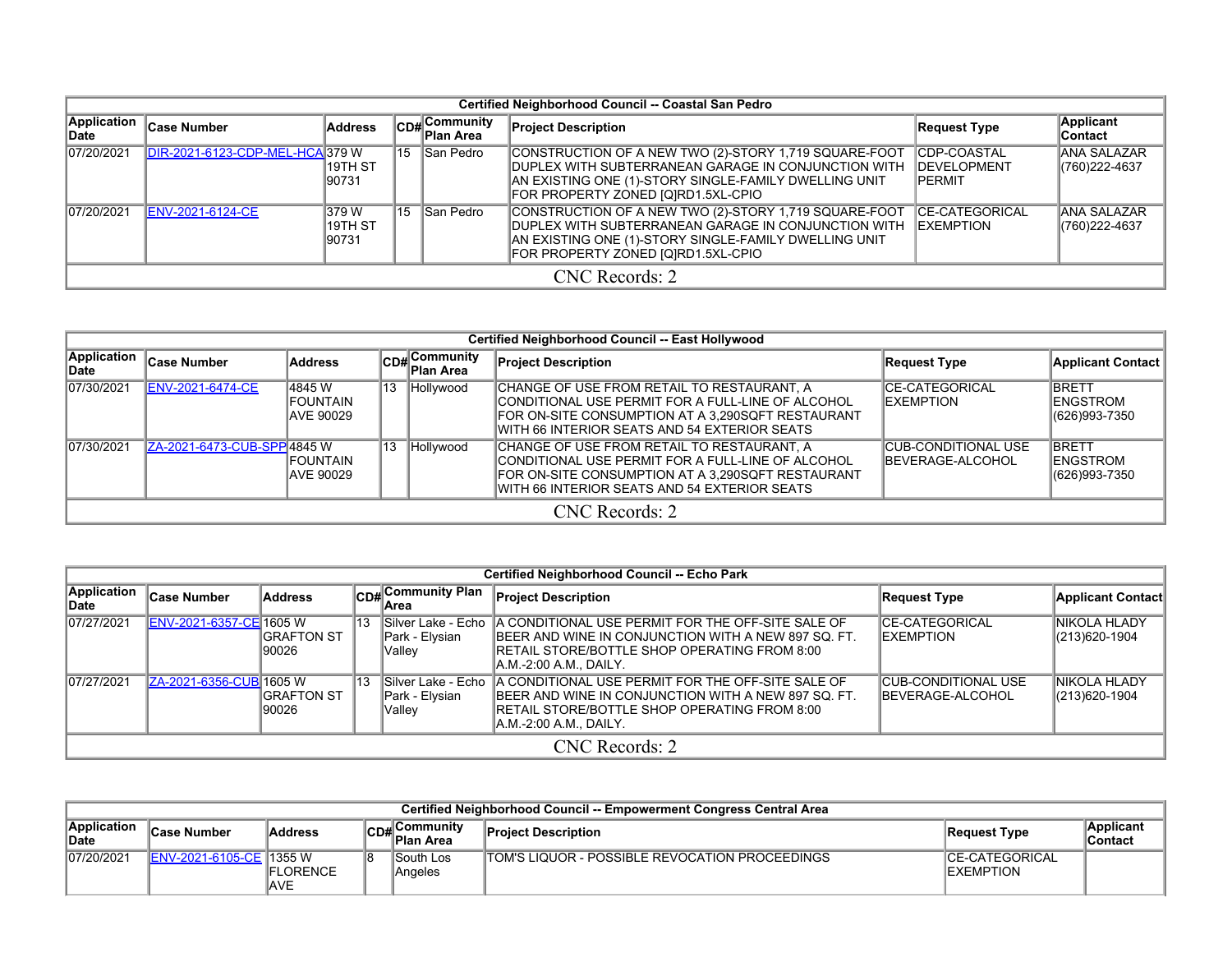| Certified Neighborhood Council -- Coastal San Pedro | | | | | | | |
|---|---|---|---|---|---|---|---|
| **Application Date** | **Case Number** | **Address** | **CD#** | **Community Plan Area** | **Project Description** | **Request Type** | **Applicant Contact** |
| 07/20/2021 | DIR-2021-6123-CDP-MEL-HCA | 379 W 19TH ST 90731 | 15 | San Pedro | CONSTRUCTION OF A NEW TWO (2)-STORY 1,719 SQUARE-FOOT DUPLEX WITH SUBTERRANEAN GARAGE IN CONJUNCTION WITH AN EXISTING ONE (1)-STORY SINGLE-FAMILY DWELLING UNIT FOR PROPERTY ZONED [Q]RD1.5XL-CPIO | CDP-COASTAL DEVELOPMENT PERMIT | ANA SALAZAR (760)222-4637 |
| 07/20/2021 | ENV-2021-6124-CE | 379 W 19TH ST 90731 | 15 | San Pedro | CONSTRUCTION OF A NEW TWO (2)-STORY 1,719 SQUARE-FOOT DUPLEX WITH SUBTERRANEAN GARAGE IN CONJUNCTION WITH AN EXISTING ONE (1)-STORY SINGLE-FAMILY DWELLING UNIT FOR PROPERTY ZONED [Q]RD1.5XL-CPIO | CE-CATEGORICAL EXEMPTION | ANA SALAZAR (760)222-4637 |
| CNC Records: 2 | | | | | | | |

| Certified Neighborhood Council -- East Hollywood | | | | | | | |
|---|---|---|---|---|---|---|---|
| **Application Date** | **Case Number** | **Address** | **CD#** | **Community Plan Area** | **Project Description** | **Request Type** | **Applicant Contact** |
| 07/30/2021 | ENV-2021-6474-CE | 4845 W FOUNTAIN AVE 90029 | 13 | Hollywood | CHANGE OF USE FROM RETAIL TO RESTAURANT, A CONDITIONAL USE PERMIT FOR A FULL-LINE OF ALCOHOL FOR ON-SITE CONSUMPTION AT A 3,290SQFT RESTAURANT WITH 66 INTERIOR SEATS AND 54 EXTERIOR SEATS | CE-CATEGORICAL EXEMPTION | BRETT ENGSTROM (626)993-7350 |
| 07/30/2021 | ZA-2021-6473-CUB-SPP | 4845 W FOUNTAIN AVE 90029 | 13 | Hollywood | CHANGE OF USE FROM RETAIL TO RESTAURANT, A CONDITIONAL USE PERMIT FOR A FULL-LINE OF ALCOHOL FOR ON-SITE CONSUMPTION AT A 3,290SQFT RESTAURANT WITH 66 INTERIOR SEATS AND 54 EXTERIOR SEATS | CUB-CONDITIONAL USE BEVERAGE-ALCOHOL | BRETT ENGSTROM (626)993-7350 |
| CNC Records: 2 | | | | | | | |

| Certified Neighborhood Council -- Echo Park | | | | | | | |
|---|---|---|---|---|---|---|---|
| **Application Date** | **Case Number** | **Address** | **CD#** | **Community Plan Area** | **Project Description** | **Request Type** | **Applicant Contact** |
| 07/27/2021 | ENV-2021-6357-CE | 1605 W GRAFTON ST 90026 | 13 | Silver Lake - Echo Park - Elysian Valley | A CONDITIONAL USE PERMIT FOR THE OFF-SITE SALE OF BEER AND WINE IN CONJUNCTION WITH A NEW 897 SQ. FT. RETAIL STORE/BOTTLE SHOP OPERATING FROM 8:00 A.M.-2:00 A.M., DAILY. | CE-CATEGORICAL EXEMPTION | NIKOLA HLADY (213)620-1904 |
| 07/27/2021 | ZA-2021-6356-CUB | 1605 W GRAFTON ST 90026 | 13 | Silver Lake - Echo Park - Elysian Valley | A CONDITIONAL USE PERMIT FOR THE OFF-SITE SALE OF BEER AND WINE IN CONJUNCTION WITH A NEW 897 SQ. FT. RETAIL STORE/BOTTLE SHOP OPERATING FROM 8:00 A.M.-2:00 A.M., DAILY. | CUB-CONDITIONAL USE BEVERAGE-ALCOHOL | NIKOLA HLADY (213)620-1904 |
| CNC Records: 2 | | | | | | | |

| Certified Neighborhood Council -- Empowerment Congress Central Area | | | | | | | |
|---|---|---|---|---|---|---|---|
| **Application Date** | **Case Number** | **Address** | **CD#** | **Community Plan Area** | **Project Description** | **Request Type** | **Applicant Contact** |
| 07/20/2021 | ENV-2021-6105-CE | 1355 W FLORENCE AVE | 8 | South Los Angeles | TOM'S LIQUOR - POSSIBLE REVOCATION PROCEEDINGS | CE-CATEGORICAL EXEMPTION | |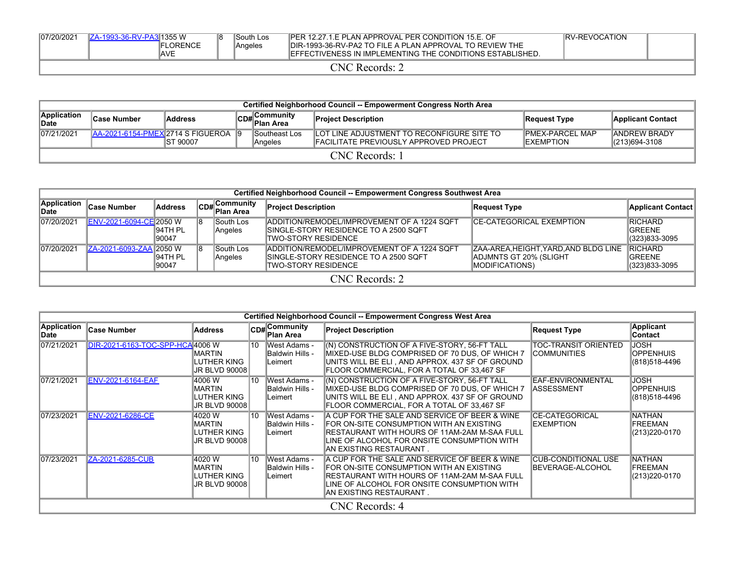| | | | | | | | | |
|---|---|---|---|---|---|---|---|---|
| 07/20/2021 | ZA-1993-36-RV-PA3 | 1355 W FLORENCE AVE | 8 | South Los Angeles | PER 12.27.1.E PLAN APPROVAL PER CONDITION 15.E. OF DIR-1993-36-RV-PA2 TO FILE A PLAN APPROVAL TO REVIEW THE EFFECTIVENESS IN IMPLEMENTING THE CONDITIONS ESTABLISHED. | RV-REVOCATION | |
| CNC Records: 2 | | | | | | | |

| Certified Neighborhood Council -- Empowerment Congress North Area | | | | | | | |
|---|---|---|---|---|---|---|---|
| **Application Date** | **Case Number** | **Address** | **CD#** | **Community Plan Area** | **Project Description** | **Request Type** | **Applicant Contact** |
| 07/21/2021 | AA-2021-6154-PMEX | 2714 S FIGUEROA ST 90007 | 9 | Southeast Los Angeles | LOT LINE ADJUSTMENT TO RECONFIGURE SITE TO FACILITATE PREVIOUSLY APPROVED PROJECT | PMEX-PARCEL MAP EXEMPTION | ANDREW BRADY (213)694-3108 |
| CNC Records: 1 | | | | | | | |

| Certified Neighborhood Council -- Empowerment Congress Southwest Area | | | | | | | |
|---|---|---|---|---|---|---|---|
| **Application Date** | **Case Number** | **Address** | **CD#** | **Community Plan Area** | **Project Description** | **Request Type** | **Applicant Contact** |
| 07/20/2021 | ENV-2021-6094-CE | 2050 W 94TH PL 90047 | 8 | South Los Angeles | ADDITION/REMODEL/IMPROVEMENT OF A 1224 SQFT SINGLE-STORY RESIDENCE TO A 2500 SQFT TWO-STORY RESIDENCE | CE-CATEGORICAL EXEMPTION | RICHARD GREENE (323)833-3095 |
| 07/20/2021 | ZA-2021-6093-ZAA | 2050 W 94TH PL 90047 | 8 | South Los Angeles | ADDITION/REMODEL/IMPROVEMENT OF A 1224 SQFT SINGLE-STORY RESIDENCE TO A 2500 SQFT TWO-STORY RESIDENCE | ZAA-AREA,HEIGHT,YARD,AND BLDG LINE ADJMNTS GT 20% (SLIGHT MODIFICATIONS) | RICHARD GREENE (323)833-3095 |
| CNC Records: 2 | | | | | | | |

| Certified Neighborhood Council -- Empowerment Congress West Area | | | | | | | |
|---|---|---|---|---|---|---|---|
| **Application Date** | **Case Number** | **Address** | **CD#** | **Community Plan Area** | **Project Description** | **Request Type** | **Applicant Contact** |
| 07/21/2021 | DIR-2021-6163-TOC-SPP-HCA | 4006 W MARTIN LUTHER KING JR BLVD 90008 | 10 | West Adams - Baldwin Hills - Leimert | (N) CONSTRUCTION OF A FIVE-STORY, 56-FT TALL MIXED-USE BLDG COMPRISED OF 70 DUS, OF WHICH 7 UNITS WILL BE ELI , AND APPROX. 437 SF OF GROUND FLOOR COMMERCIAL, FOR A TOTAL OF 33,467 SF | TOC-TRANSIT ORIENTED COMMUNITIES | JOSH OPPENHUIS (818)518-4496 |
| 07/21/2021 | ENV-2021-6164-EAF | 4006 W MARTIN LUTHER KING JR BLVD 90008 | 10 | West Adams - Baldwin Hills - Leimert | (N) CONSTRUCTION OF A FIVE-STORY, 56-FT TALL MIXED-USE BLDG COMPRISED OF 70 DUS, OF WHICH 7 UNITS WILL BE ELI , AND APPROX. 437 SF OF GROUND FLOOR COMMERCIAL, FOR A TOTAL OF 33,467 SF | EAF-ENVIRONMENTAL ASSESSMENT | JOSH OPPENHUIS (818)518-4496 |
| 07/23/2021 | ENV-2021-6286-CE | 4020 W MARTIN LUTHER KING JR BLVD 90008 | 10 | West Adams - Baldwin Hills - Leimert | A CUP FOR THE SALE AND SERVICE OF BEER & WINE FOR ON-SITE CONSUMPTION WITH AN EXISTING RESTAURANT WITH HOURS OF 11AM-2AM M-SAA FULL LINE OF ALCOHOL FOR ONSITE CONSUMPTION WITH AN EXISTING RESTAURANT . | CE-CATEGORICAL EXEMPTION | NATHAN FREEMAN (213)220-0170 |
| 07/23/2021 | ZA-2021-6285-CUB | 4020 W MARTIN LUTHER KING JR BLVD 90008 | 10 | West Adams - Baldwin Hills - Leimert | A CUP FOR THE SALE AND SERVICE OF BEER & WINE FOR ON-SITE CONSUMPTION WITH AN EXISTING RESTAURANT WITH HOURS OF 11AM-2AM M-SAA FULL LINE OF ALCOHOL FOR ONSITE CONSUMPTION WITH AN EXISTING RESTAURANT . | CUB-CONDITIONAL USE BEVERAGE-ALCOHOL | NATHAN FREEMAN (213)220-0170 |
| CNC Records: 4 | | | | | | | |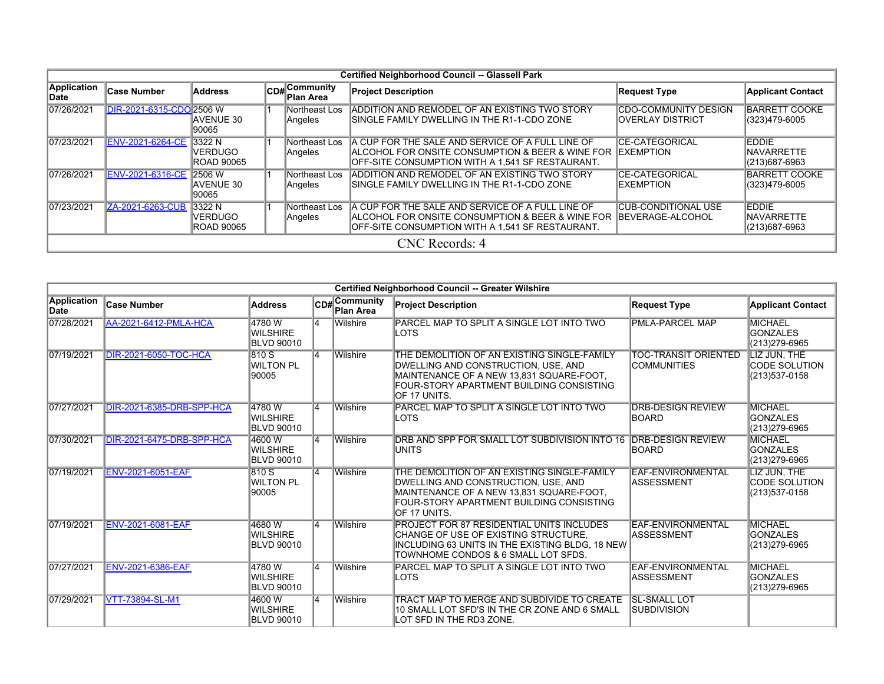| Certified Neighborhood Council -- Glassell Park | | | | | | | |
|---|---|---|---|---|---|---|---|
| **Application Date** | **Case Number** | **Address** | **CD#** | **Community Plan Area** | **Project Description** | **Request Type** | **Applicant Contact** |
| 07/26/2021 | DIR-2021-6315-CDO | 2506 W AVENUE 30 90065 | 1 | Northeast Los Angeles | ADDITION AND REMODEL OF AN EXISTING TWO STORY SINGLE FAMILY DWELLING IN THE R1-1-CDO ZONE | CDO-COMMUNITY DESIGN OVERLAY DISTRICT | BARRETT COOKE (323)479-6005 |
| 07/23/2021 | ENV-2021-6264-CE | 3322 N VERDUGO ROAD 90065 | 1 | Northeast Los Angeles | A CUP FOR THE SALE AND SERVICE OF A FULL LINE OF ALCOHOL FOR ONSITE CONSUMPTION & BEER & WINE FOR OFF-SITE CONSUMPTION WITH A 1,541 SF RESTAURANT. | CE-CATEGORICAL EXEMPTION | EDDIE NAVARRETTE (213)687-6963 |
| 07/26/2021 | ENV-2021-6316-CE | 2506 W AVENUE 30 90065 | 1 | Northeast Los Angeles | ADDITION AND REMODEL OF AN EXISTING TWO STORY SINGLE FAMILY DWELLING IN THE R1-1-CDO ZONE | CE-CATEGORICAL EXEMPTION | BARRETT COOKE (323)479-6005 |
| 07/23/2021 | ZA-2021-6263-CUB | 3322 N VERDUGO ROAD 90065 | 1 | Northeast Los Angeles | A CUP FOR THE SALE AND SERVICE OF A FULL LINE OF ALCOHOL FOR ONSITE CONSUMPTION & BEER & WINE FOR OFF-SITE CONSUMPTION WITH A 1,541 SF RESTAURANT. | CUB-CONDITIONAL USE BEVERAGE-ALCOHOL | EDDIE NAVARRETTE (213)687-6963 |
| CNC Records: 4 | | | | | | | |

| Certified Neighborhood Council -- Greater Wilshire | | | | | | | |
|---|---|---|---|---|---|---|---|
| **Application Date** | **Case Number** | **Address** | **CD#** | **Community Plan Area** | **Project Description** | **Request Type** | **Applicant Contact** |
| 07/28/2021 | AA-2021-6412-PMLA-HCA | 4780 W WILSHIRE BLVD 90010 | 4 | Wilshire | PARCEL MAP TO SPLIT A SINGLE LOT INTO TWO LOTS | PMLA-PARCEL MAP | MICHAEL GONZALES (213)279-6965 |
| 07/19/2021 | DIR-2021-6050-TOC-HCA | 810 S WILTON PL 90005 | 4 | Wilshire | THE DEMOLITION OF AN EXISTING SINGLE-FAMILY DWELLING AND CONSTRUCTION, USE, AND MAINTENANCE OF A NEW 13,831 SQUARE-FOOT, FOUR-STORY APARTMENT BUILDING CONSISTING OF 17 UNITS. | TOC-TRANSIT ORIENTED COMMUNITIES | LIZ JUN, THE CODE SOLUTION (213)537-0158 |
| 07/27/2021 | DIR-2021-6385-DRB-SPP-HCA | 4780 W WILSHIRE BLVD 90010 | 4 | Wilshire | PARCEL MAP TO SPLIT A SINGLE LOT INTO TWO LOTS | DRB-DESIGN REVIEW BOARD | MICHAEL GONZALES (213)279-6965 |
| 07/30/2021 | DIR-2021-6475-DRB-SPP-HCA | 4600 W WILSHIRE BLVD 90010 | 4 | Wilshire | DRB AND SPP FOR SMALL LOT SUBDIVISION INTO 16 UNITS | DRB-DESIGN REVIEW BOARD | MICHAEL GONZALES (213)279-6965 |
| 07/19/2021 | ENV-2021-6051-EAF | 810 S WILTON PL 90005 | 4 | Wilshire | THE DEMOLITION OF AN EXISTING SINGLE-FAMILY DWELLING AND CONSTRUCTION, USE, AND MAINTENANCE OF A NEW 13,831 SQUARE-FOOT, FOUR-STORY APARTMENT BUILDING CONSISTING OF 17 UNITS. | EAF-ENVIRONMENTAL ASSESSMENT | LIZ JUN, THE CODE SOLUTION (213)537-0158 |
| 07/19/2021 | ENV-2021-6081-EAF | 4680 W WILSHIRE BLVD 90010 | 4 | Wilshire | PROJECT FOR 87 RESIDENTIAL UNITS INCLUDES CHANGE OF USE OF EXISTING STRUCTURE, INCLUDING 63 UNITS IN THE EXISTING BLDG, 18 NEW TOWNHOME CONDOS & 6 SMALL LOT SFDS. | EAF-ENVIRONMENTAL ASSESSMENT | MICHAEL GONZALES (213)279-6965 |
| 07/27/2021 | ENV-2021-6386-EAF | 4780 W WILSHIRE BLVD 90010 | 4 | Wilshire | PARCEL MAP TO SPLIT A SINGLE LOT INTO TWO LOTS | EAF-ENVIRONMENTAL ASSESSMENT | MICHAEL GONZALES (213)279-6965 |
| 07/29/2021 | VTT-73894-SL-M1 | 4600 W WILSHIRE BLVD 90010 | 4 | Wilshire | TRACT MAP TO MERGE AND SUBDIVIDE TO CREATE 10 SMALL LOT SFD'S IN THE CR ZONE AND 6 SMALL LOT SFD IN THE RD3 ZONE. | SL-SMALL LOT SUBDIVISION | |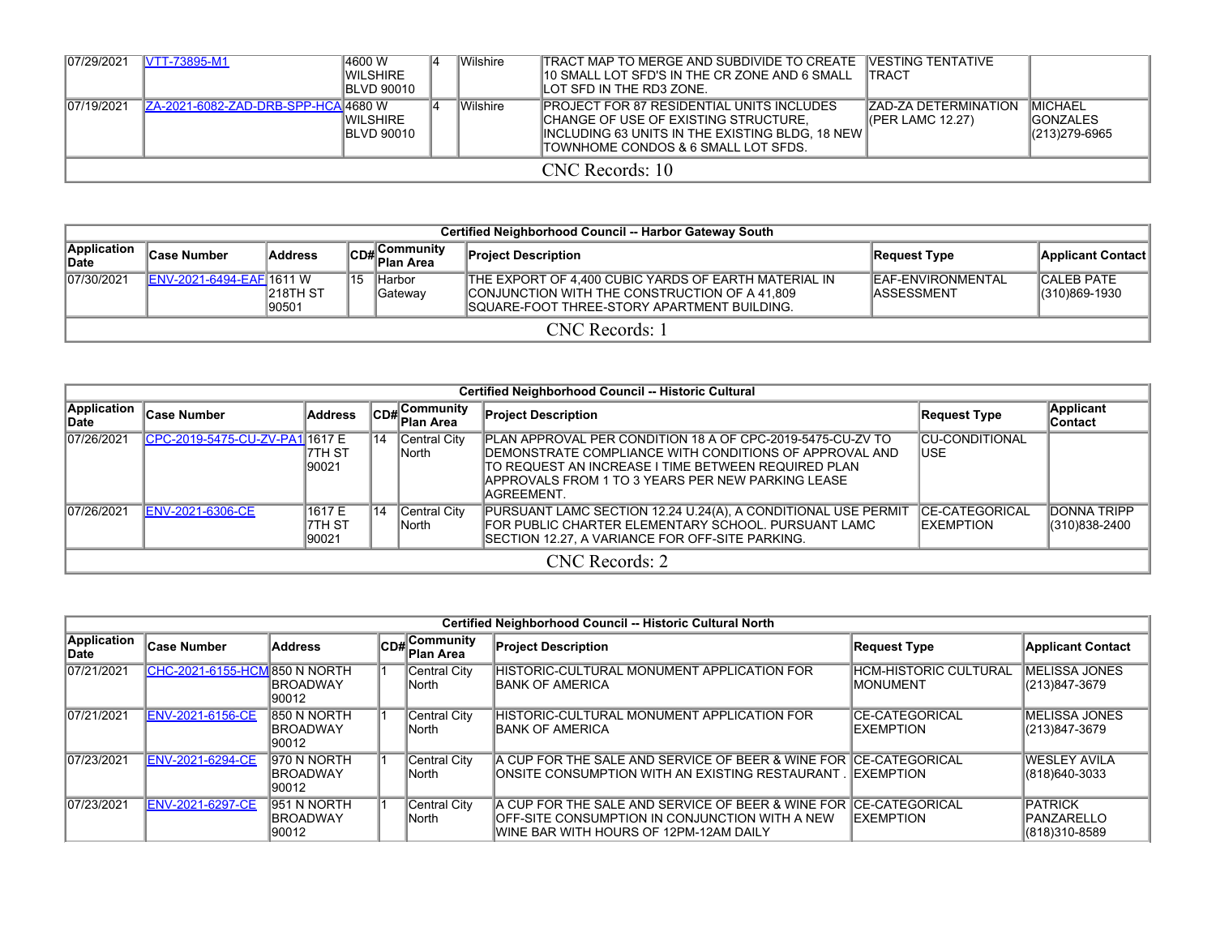| | | | | | | | |
|---|---|---|---|---|---|---|---|
| 07/29/2021 | VTT-73895-M1 | 4600 W WILSHIRE BLVD 90010 | 4 | Wilshire | TRACT MAP TO MERGE AND SUBDIVIDE TO CREATE 10 SMALL LOT SFD'S IN THE CR ZONE AND 6 SMALL LOT SFD IN THE RD3 ZONE. | VESTING TENTATIVE TRACT | |
| 07/19/2021 | ZA-2021-6082-ZAD-DRB-SPP-HCA | 4680 W WILSHIRE BLVD 90010 | 4 | Wilshire | PROJECT FOR 87 RESIDENTIAL UNITS INCLUDES CHANGE OF USE OF EXISTING STRUCTURE, INCLUDING 63 UNITS IN THE EXISTING BLDG, 18 NEW TOWNHOME CONDOS & 6 SMALL LOT SFDS. | ZAD-ZA DETERMINATION (PER LAMC 12.27) | MICHAEL GONZALES (213)279-6965 |
| CNC Records: 10 | | | | | | | |

| Certified Neighborhood Council -- Harbor Gateway South | | | | | | | |
|---|---|---|---|---|---|---|---|
| **Application Date** | **Case Number** | **Address** | **CD#** | **Community Plan Area** | **Project Description** | **Request Type** | **Applicant Contact** |
| 07/30/2021 | ENV-2021-6494-EAF | 1611 W 218TH ST 90501 | 15 | Harbor Gateway | THE EXPORT OF 4,400 CUBIC YARDS OF EARTH MATERIAL IN CONJUNCTION WITH THE CONSTRUCTION OF A 41,809 SQUARE-FOOT THREE-STORY APARTMENT BUILDING. | EAF-ENVIRONMENTAL ASSESSMENT | CALEB PATE (310)869-1930 |
| CNC Records: 1 | | | | | | | |

| Certified Neighborhood Council -- Historic Cultural | | | | | | | |
|---|---|---|---|---|---|---|---|
| **Application Date** | **Case Number** | **Address** | **CD#** | **Community Plan Area** | **Project Description** | **Request Type** | **Applicant Contact** |
| 07/26/2021 | CPC-2019-5475-CU-ZV-PA1 | 1617 E 7TH ST 90021 | 14 | Central City North | PLAN APPROVAL PER CONDITION 18 A OF CPC-2019-5475-CU-ZV TO DEMONSTRATE COMPLIANCE WITH CONDITIONS OF APPROVAL AND TO REQUEST AN INCREASE I TIME BETWEEN REQUIRED PLAN APPROVALS FROM 1 TO 3 YEARS PER NEW PARKING LEASE AGREEMENT. | CU-CONDITIONAL USE | |
| 07/26/2021 | ENV-2021-6306-CE | 1617 E 7TH ST 90021 | 14 | Central City North | PURSUANT LAMC SECTION 12.24 U.24(A), A CONDITIONAL USE PERMIT FOR PUBLIC CHARTER ELEMENTARY SCHOOL. PURSUANT LAMC SECTION 12.27, A VARIANCE FOR OFF-SITE PARKING. | CE-CATEGORICAL EXEMPTION | DONNA TRIPP (310)838-2400 |
| CNC Records: 2 | | | | | | | |

| Certified Neighborhood Council -- Historic Cultural North | | | | | | | |
|---|---|---|---|---|---|---|---|
| **Application Date** | **Case Number** | **Address** | **CD#** | **Community Plan Area** | **Project Description** | **Request Type** | **Applicant Contact** |
| 07/21/2021 | CHC-2021-6155-HCM | 850 N NORTH BROADWAY 90012 | 1 | Central City North | HISTORIC-CULTURAL MONUMENT APPLICATION FOR BANK OF AMERICA | HCM-HISTORIC CULTURAL MONUMENT | MELISSA JONES (213)847-3679 |
| 07/21/2021 | ENV-2021-6156-CE | 850 N NORTH BROADWAY 90012 | 1 | Central City North | HISTORIC-CULTURAL MONUMENT APPLICATION FOR BANK OF AMERICA | CE-CATEGORICAL EXEMPTION | MELISSA JONES (213)847-3679 |
| 07/23/2021 | ENV-2021-6294-CE | 970 N NORTH BROADWAY 90012 | 1 | Central City North | A CUP FOR THE SALE AND SERVICE OF BEER & WINE FOR ONSITE CONSUMPTION WITH AN EXISTING RESTAURANT . | CE-CATEGORICAL EXEMPTION | WESLEY AVILA (818)640-3033 |
| 07/23/2021 | ENV-2021-6297-CE | 951 N NORTH BROADWAY 90012 | 1 | Central City North | A CUP FOR THE SALE AND SERVICE OF BEER & WINE FOR OFF-SITE CONSUMPTION IN CONJUNCTION WITH A NEW WINE BAR WITH HOURS OF 12PM-12AM DAILY | CE-CATEGORICAL EXEMPTION | PATRICK PANZARELLO (818)310-8589 |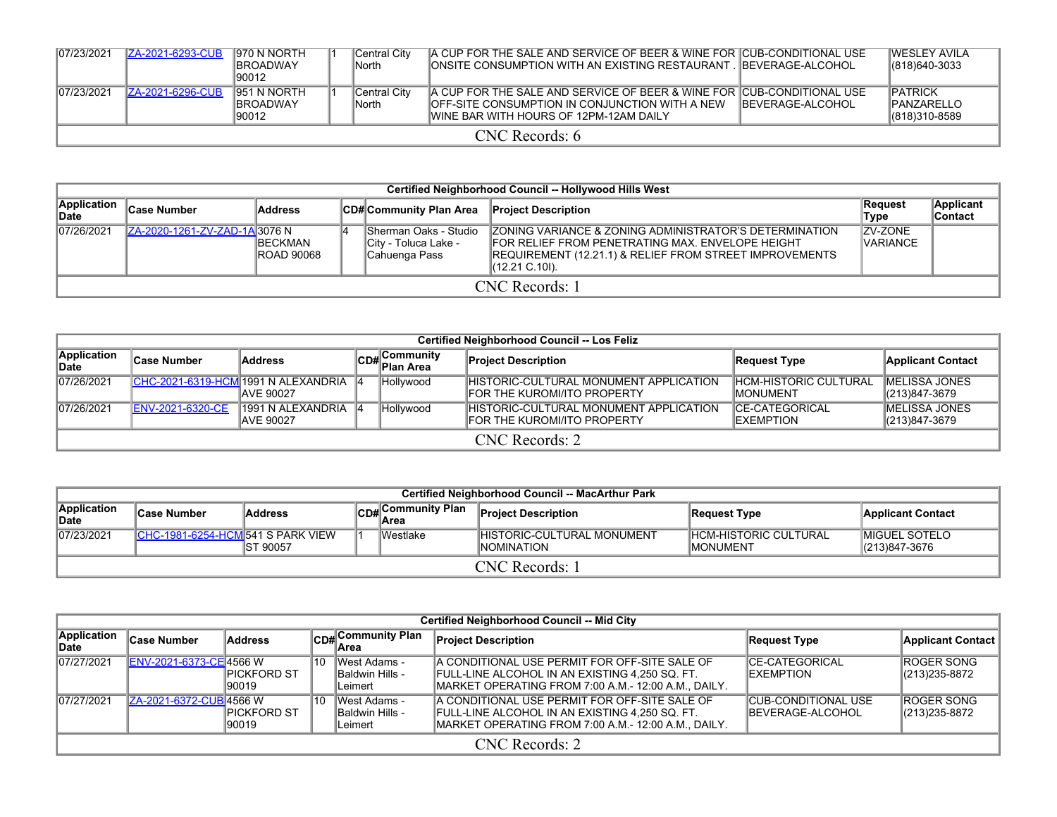| | | | | | | | |
|---|---|---|---|---|---|---|---|
| 07/23/2021 | ZA-2021-6293-CUB | 970 N NORTH BROADWAY 90012 | 1 | Central City North | A CUP FOR THE SALE AND SERVICE OF BEER & WINE FOR ONSITE CONSUMPTION WITH AN EXISTING RESTAURANT . | CUB-CONDITIONAL USE BEVERAGE-ALCOHOL | WESLEY AVILA (818)640-3033 |
| 07/23/2021 | ZA-2021-6296-CUB | 951 N NORTH BROADWAY 90012 | 1 | Central City North | A CUP FOR THE SALE AND SERVICE OF BEER & WINE FOR OFF-SITE CONSUMPTION IN CONJUNCTION WITH A NEW WINE BAR WITH HOURS OF 12PM-12AM DAILY | CUB-CONDITIONAL USE BEVERAGE-ALCOHOL | PATRICK PANZARELLO (818)310-8589 |
| CNC Records: 6 | | | | | | | |

**Certified Neighborhood Council -- Hollywood Hills West**

| Application Date | Case Number | Address | CD# | Community Plan Area | Project Description | Request Type | Applicant Contact |
|---|---|---|---|---|---|---|---|
| 07/26/2021 | ZA-2020-1261-ZV-ZAD-1A | 3076 N BECKMAN ROAD 90068 | 4 | Sherman Oaks - Studio City - Toluca Lake - Cahuenga Pass | ZONING VARIANCE & ZONING ADMINISTRATOR'S DETERMINATION FOR RELIEF FROM PENETRATING MAX. ENVELOPE HEIGHT REQUIREMENT (12.21.1) & RELIEF FROM STREET IMPROVEMENTS (12.21 C.10I). | ZV-ZONE VARIANCE | |
| CNC Records: 1 | | | | | | | |

**Certified Neighborhood Council -- Los Feliz**

| Application Date | Case Number | Address | CD# | Community Plan Area | Project Description | Request Type | Applicant Contact |
|---|---|---|---|---|---|---|---|
| 07/26/2021 | CHC-2021-6319-HCM | 1991 N ALEXANDRIA AVE 90027 | 4 | Hollywood | HISTORIC-CULTURAL MONUMENT APPLICATION FOR THE KUROMI/ITO PROPERTY | HCM-HISTORIC CULTURAL MONUMENT | MELISSA JONES (213)847-3679 |
| 07/26/2021 | ENV-2021-6320-CE | 1991 N ALEXANDRIA AVE 90027 | 4 | Hollywood | HISTORIC-CULTURAL MONUMENT APPLICATION FOR THE KUROMI/ITO PROPERTY | CE-CATEGORICAL EXEMPTION | MELISSA JONES (213)847-3679 |
| CNC Records: 2 | | | | | | | |

**Certified Neighborhood Council -- MacArthur Park**

| Application Date | Case Number | Address | CD# | Community Plan Area | Project Description | Request Type | Applicant Contact |
|---|---|---|---|---|---|---|---|
| 07/23/2021 | CHC-1981-6254-HCM | 541 S PARK VIEW ST 90057 | 1 | Westlake | HISTORIC-CULTURAL MONUMENT NOMINATION | HCM-HISTORIC CULTURAL MONUMENT | MIGUEL SOTELO (213)847-3676 |
| CNC Records: 1 | | | | | | | |

**Certified Neighborhood Council -- Mid City**

| Application Date | Case Number | Address | CD# | Community Plan Area | Project Description | Request Type | Applicant Contact |
|---|---|---|---|---|---|---|---|
| 07/27/2021 | ENV-2021-6373-CE | 4566 W PICKFORD ST 90019 | 10 | West Adams - Baldwin Hills - Leimert | A CONDITIONAL USE PERMIT FOR OFF-SITE SALE OF FULL-LINE ALCOHOL IN AN EXISTING 4,250 SQ. FT. MARKET OPERATING FROM 7:00 A.M.- 12:00 A.M., DAILY. | CE-CATEGORICAL EXEMPTION | ROGER SONG (213)235-8872 |
| 07/27/2021 | ZA-2021-6372-CUB | 4566 W PICKFORD ST 90019 | 10 | West Adams - Baldwin Hills - Leimert | A CONDITIONAL USE PERMIT FOR OFF-SITE SALE OF FULL-LINE ALCOHOL IN AN EXISTING 4,250 SQ. FT. MARKET OPERATING FROM 7:00 A.M.- 12:00 A.M., DAILY. | CUB-CONDITIONAL USE BEVERAGE-ALCOHOL | ROGER SONG (213)235-8872 |
| CNC Records: 2 | | | | | | | |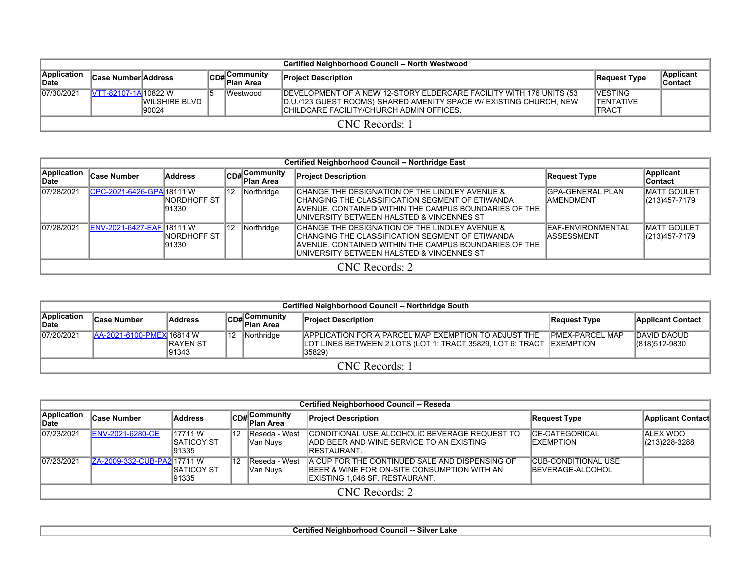| Certified Neighborhood Council -- North Westwood | | | | | | | |
|---|---|---|---|---|---|---|---|
| Application Date | Case Number | Address | CD# | Community Plan Area | Project Description | Request Type | Applicant Contact |
| 07/30/2021 | VTT-82107-1A | 10822 W WILSHIRE BLVD 90024 | 5 | Westwood | DEVELOPMENT OF A NEW 12-STORY ELDERCARE FACILITY WITH 176 UNITS (53 D.U./123 GUEST ROOMS) SHARED AMENITY SPACE W/ EXISTING CHURCH, NEW CHILDCARE FACILITY/CHURCH ADMIN OFFICES. | VESTING TENTATIVE TRACT | |
| CNC Records: 1 | | | | | | | |

| Certified Neighborhood Council -- Northridge East | | | | | | | |
|---|---|---|---|---|---|---|---|
| Application Date | Case Number | Address | CD# | Community Plan Area | Project Description | Request Type | Applicant Contact |
| 07/28/2021 | CPC-2021-6426-GPA | 18111 W NORDHOFF ST 91330 | 12 | Northridge | CHANGE THE DESIGNATION OF THE LINDLEY AVENUE & CHANGING THE CLASSIFICATION SEGMENT OF ETIWANDA AVENUE, CONTAINED WITHIN THE CAMPUS BOUNDARIES OF THE UNIVERSITY BETWEEN HALSTED & VINCENNES ST | GPA-GENERAL PLAN AMENDMENT | MATT GOULET (213)457-7179 |
| 07/28/2021 | ENV-2021-6427-EAF | 18111 W NORDHOFF ST 91330 | 12 | Northridge | CHANGE THE DESIGNATION OF THE LINDLEY AVENUE & CHANGING THE CLASSIFICATION SEGMENT OF ETIWANDA AVENUE, CONTAINED WITHIN THE CAMPUS BOUNDARIES OF THE UNIVERSITY BETWEEN HALSTED & VINCENNES ST | EAF-ENVIRONMENTAL ASSESSMENT | MATT GOULET (213)457-7179 |
| CNC Records: 2 | | | | | | | |

| Certified Neighborhood Council -- Northridge South | | | | | | | |
|---|---|---|---|---|---|---|---|
| Application Date | Case Number | Address | CD# | Community Plan Area | Project Description | Request Type | Applicant Contact |
| 07/20/2021 | AA-2021-6100-PMEX | 16814 W RAYEN ST 91343 | 12 | Northridge | APPLICATION FOR A PARCEL MAP EXEMPTION TO ADJUST THE LOT LINES BETWEEN 2 LOTS (LOT 1: TRACT 35829, LOT 6: TRACT 35829) | PMEX-PARCEL MAP EXEMPTION | DAVID DAOUD (818)512-9830 |
| CNC Records: 1 | | | | | | | |

| Certified Neighborhood Council -- Reseda | | | | | | | |
|---|---|---|---|---|---|---|---|
| Application Date | Case Number | Address | CD# | Community Plan Area | Project Description | Request Type | Applicant Contact |
| 07/23/2021 | ENV-2021-6280-CE | 17711 W SATICOY ST 91335 | 12 | Reseda - West Van Nuys | CONDITIONAL USE ALCOHOLIC BEVERAGE REQUEST TO ADD BEER AND WINE SERVICE TO AN EXISTING RESTAURANT. | CE-CATEGORICAL EXEMPTION | ALEX WOO (213)228-3288 |
| 07/23/2021 | ZA-2009-332-CUB-PA2 | 17711 W SATICOY ST 91335 | 12 | Reseda - West Van Nuys | A CUP FOR THE CONTINUED SALE AND DISPENSING OF BEER & WINE FOR ON-SITE CONSUMPTION WITH AN EXISTING 1,046 SF. RESTAURANT. | CUB-CONDITIONAL USE BEVERAGE-ALCOHOL | |
| CNC Records: 2 | | | | | | | |

| Certified Neighborhood Council -- Silver Lake |
|---|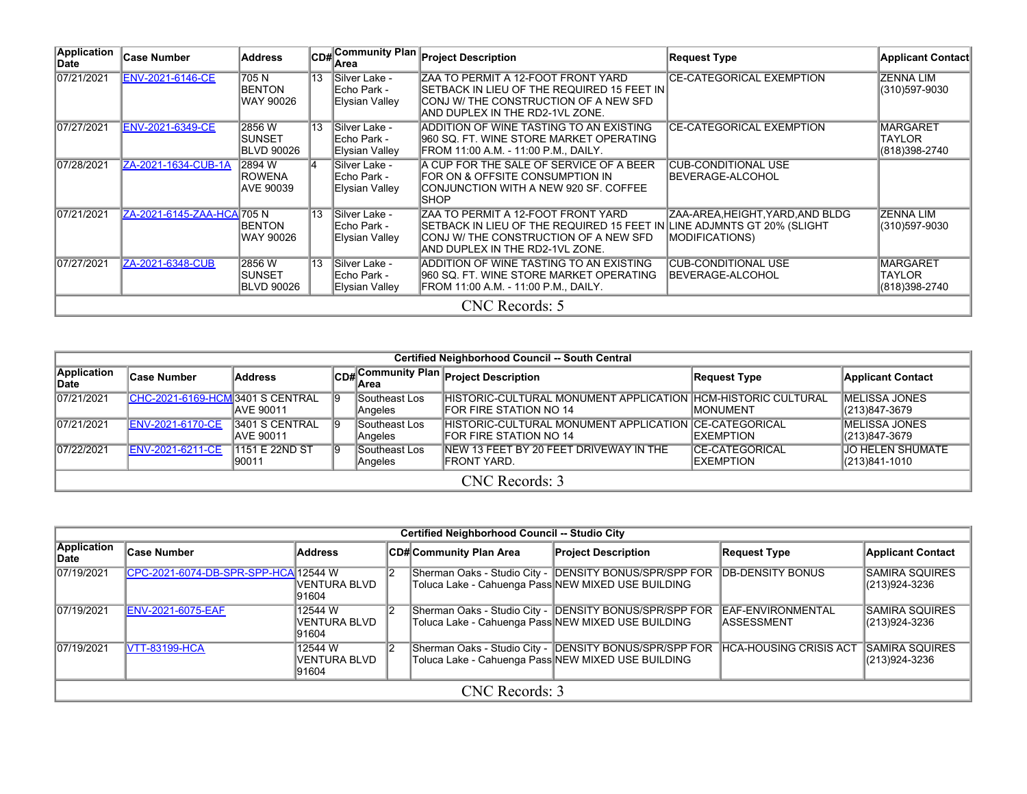| Application Date | Case Number | Address | CD# | Community Plan Area | Project Description | Request Type | Applicant Contact |
|---|---|---|---|---|---|---|---|
| 07/21/2021 | ENV-2021-6146-CE | 705 N BENTON WAY 90026 | 13 | Silver Lake - Echo Park - Elysian Valley | ZAA TO PERMIT A 12-FOOT FRONT YARD SETBACK IN LIEU OF THE REQUIRED 15 FEET IN CONJ W/ THE CONSTRUCTION OF A NEW SFD AND DUPLEX IN THE RD2-1VL ZONE. | CE-CATEGORICAL EXEMPTION | ZENNA LIM (310)597-9030 |
| 07/27/2021 | ENV-2021-6349-CE | 2856 W SUNSET BLVD 90026 | 13 | Silver Lake - Echo Park - Elysian Valley | ADDITION OF WINE TASTING TO AN EXISTING 960 SQ. FT. WINE STORE MARKET OPERATING FROM 11:00 A.M. - 11:00 P.M., DAILY. | CE-CATEGORICAL EXEMPTION | MARGARET TAYLOR (818)398-2740 |
| 07/28/2021 | ZA-2021-1634-CUB-1A | 2894 W ROWENA AVE 90039 | 4 | Silver Lake - Echo Park - Elysian Valley | A CUP FOR THE SALE OF SERVICE OF A BEER FOR ON & OFFSITE CONSUMPTION IN CONJUNCTION WITH A NEW 920 SF. COFFEE SHOP | CUB-CONDITIONAL USE BEVERAGE-ALCOHOL | |
| 07/21/2021 | ZA-2021-6145-ZAA-HCA | 705 N BENTON WAY 90026 | 13 | Silver Lake - Echo Park - Elysian Valley | ZAA TO PERMIT A 12-FOOT FRONT YARD SETBACK IN LIEU OF THE REQUIRED 15 FEET IN CONJ W/ THE CONSTRUCTION OF A NEW SFD AND DUPLEX IN THE RD2-1VL ZONE. | ZAA-AREA,HEIGHT,YARD,AND BLDG LINE ADJMNTS GT 20% (SLIGHT MODIFICATIONS) | ZENNA LIM (310)597-9030 |
| 07/27/2021 | ZA-2021-6348-CUB | 2856 W SUNSET BLVD 90026 | 13 | Silver Lake - Echo Park - Elysian Valley | ADDITION OF WINE TASTING TO AN EXISTING 960 SQ. FT. WINE STORE MARKET OPERATING FROM 11:00 A.M. - 11:00 P.M., DAILY. | CUB-CONDITIONAL USE BEVERAGE-ALCOHOL | MARGARET TAYLOR (818)398-2740 |

CNC Records: 5

**Certified Neighborhood Council -- South Central**

| Application Date | Case Number | Address | CD# | Community Plan Area | Project Description | Request Type | Applicant Contact |
|---|---|---|---|---|---|---|---|
| 07/21/2021 | CHC-2021-6169-HCM | 3401 S CENTRAL AVE 90011 | 9 | Southeast Los Angeles | HISTORIC-CULTURAL MONUMENT APPLICATION FOR FIRE STATION NO 14 | HCM-HISTORIC CULTURAL MONUMENT | MELISSA JONES (213)847-3679 |
| 07/21/2021 | ENV-2021-6170-CE | 3401 S CENTRAL AVE 90011 | 9 | Southeast Los Angeles | HISTORIC-CULTURAL MONUMENT APPLICATION FOR FIRE STATION NO 14 | CE-CATEGORICAL EXEMPTION | MELISSA JONES (213)847-3679 |
| 07/22/2021 | ENV-2021-6211-CE | 1151 E 22ND ST 90011 | 9 | Southeast Los Angeles | NEW 13 FEET BY 20 FEET DRIVEWAY IN THE FRONT YARD. | CE-CATEGORICAL EXEMPTION | JO HELEN SHUMATE (213)841-1010 |

CNC Records: 3

**Certified Neighborhood Council -- Studio City**

| Application Date | Case Number | Address | CD# | Community Plan Area | Project Description | Request Type | Applicant Contact |
|---|---|---|---|---|---|---|---|
| 07/19/2021 | CPC-2021-6074-DB-SPR-SPP-HCA | 12544 W VENTURA BLVD 91604 | 2 | Sherman Oaks - Studio City - Toluca Lake - Cahuenga Pass | DENSITY BONUS/SPR/SPP FOR NEW MIXED USE BUILDING | DB-DENSITY BONUS | SAMIRA SQUIRES (213)924-3236 |
| 07/19/2021 | ENV-2021-6075-EAF | 12544 W VENTURA BLVD 91604 | 2 | Sherman Oaks - Studio City - Toluca Lake - Cahuenga Pass | DENSITY BONUS/SPR/SPP FOR NEW MIXED USE BUILDING | EAF-ENVIRONMENTAL ASSESSMENT | SAMIRA SQUIRES (213)924-3236 |
| 07/19/2021 | VTT-83199-HCA | 12544 W VENTURA BLVD 91604 | 2 | Sherman Oaks - Studio City - Toluca Lake - Cahuenga Pass | DENSITY BONUS/SPR/SPP FOR NEW MIXED USE BUILDING | HCA-HOUSING CRISIS ACT | SAMIRA SQUIRES (213)924-3236 |

CNC Records: 3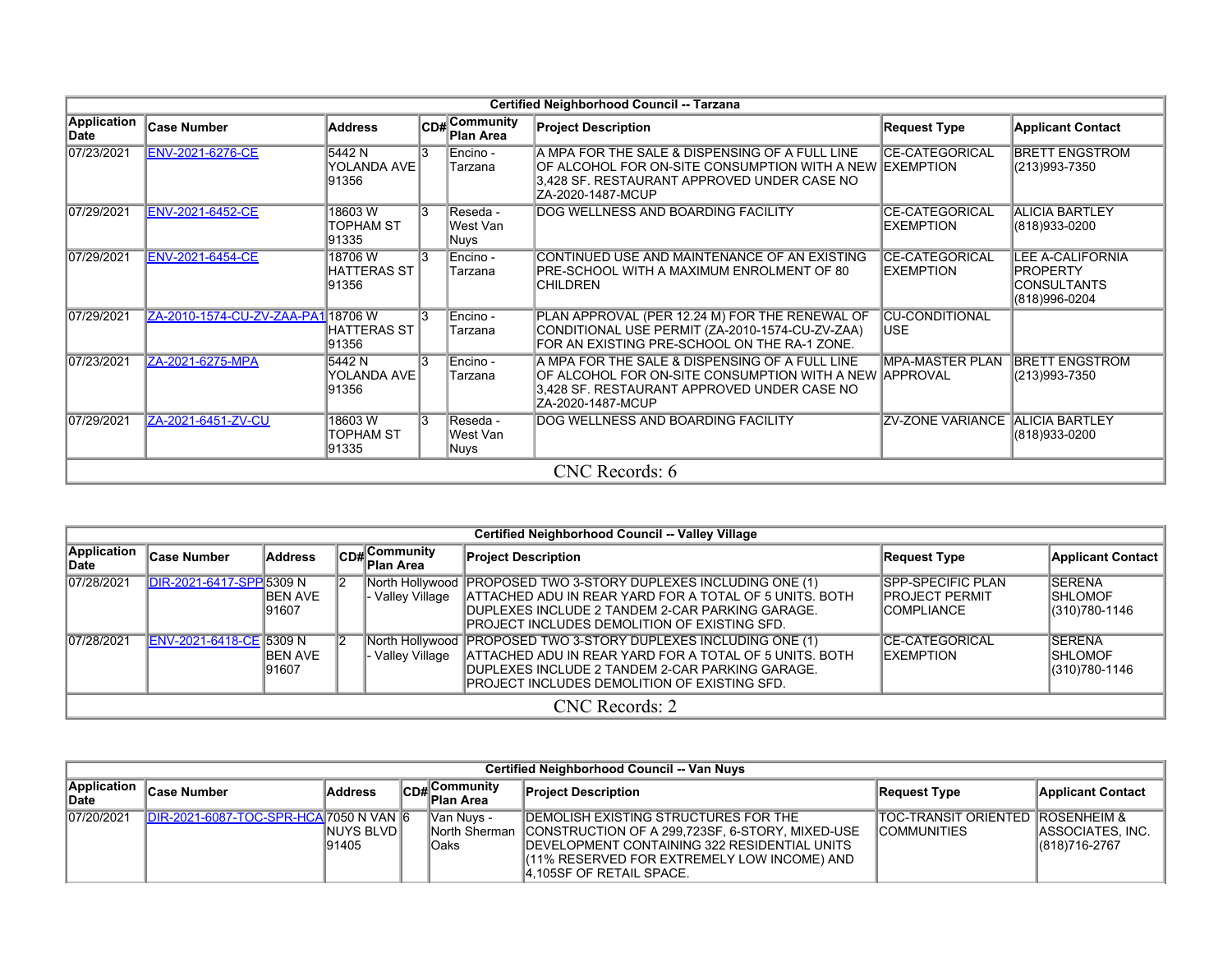| Certified Neighborhood Council -- Tarzana | | | | | | | |
|---|---|---|---|---|---|---|---|
| **Application Date** | **Case Number** | **Address** | **CD#** | **Community Plan Area** | **Project Description** | **Request Type** | **Applicant Contact** |
| 07/23/2021 | ENV-2021-6276-CE | 5442 N YOLANDA AVE 91356 | 3 | Encino - Tarzana | A MPA FOR THE SALE & DISPENSING OF A FULL LINE OF ALCOHOL FOR ON-SITE CONSUMPTION WITH A NEW 3,428 SF. RESTAURANT APPROVED UNDER CASE NO ZA-2020-1487-MCUP | CE-CATEGORICAL EXEMPTION | BRETT ENGSTROM (213)993-7350 |
| 07/29/2021 | ENV-2021-6452-CE | 18603 W TOPHAM ST 91335 | 3 | Reseda - West Van Nuys | DOG WELLNESS AND BOARDING FACILITY | CE-CATEGORICAL EXEMPTION | ALICIA BARTLEY (818)933-0200 |
| 07/29/2021 | ENV-2021-6454-CE | 18706 W HATTERAS ST 91356 | 3 | Encino - Tarzana | CONTINUED USE AND MAINTENANCE OF AN EXISTING PRE-SCHOOL WITH A MAXIMUM ENROLMENT OF 80 CHILDREN | CE-CATEGORICAL EXEMPTION | LEE A-CALIFORNIA PROPERTY CONSULTANTS (818)996-0204 |
| 07/29/2021 | ZA-2010-1574-CU-ZV-ZAA-PA1 | 18706 W HATTERAS ST 91356 | 3 | Encino - Tarzana | PLAN APPROVAL (PER 12.24 M) FOR THE RENEWAL OF CONDITIONAL USE PERMIT (ZA-2010-1574-CU-ZV-ZAA) FOR AN EXISTING PRE-SCHOOL ON THE RA-1 ZONE. | CU-CONDITIONAL USE | |
| 07/23/2021 | ZA-2021-6275-MPA | 5442 N YOLANDA AVE 91356 | 3 | Encino - Tarzana | A MPA FOR THE SALE & DISPENSING OF A FULL LINE OF ALCOHOL FOR ON-SITE CONSUMPTION WITH A NEW 3,428 SF. RESTAURANT APPROVED UNDER CASE NO ZA-2020-1487-MCUP | MPA-MASTER PLAN APPROVAL | BRETT ENGSTROM (213)993-7350 |
| 07/29/2021 | ZA-2021-6451-ZV-CU | 18603 W TOPHAM ST 91335 | 3 | Reseda - West Van Nuys | DOG WELLNESS AND BOARDING FACILITY | ZV-ZONE VARIANCE | ALICIA BARTLEY (818)933-0200 |
| CNC Records: 6 | | | | | | | |

| Certified Neighborhood Council -- Valley Village | | | | | | | |
|---|---|---|---|---|---|---|---|
| **Application Date** | **Case Number** | **Address** | **CD#** | **Community Plan Area** | **Project Description** | **Request Type** | **Applicant Contact** |
| 07/28/2021 | DIR-2021-6417-SPP | 5309 N BEN AVE 91607 | 2 | North Hollywood - Valley Village | PROPOSED TWO 3-STORY DUPLEXES INCLUDING ONE (1) ATTACHED ADU IN REAR YARD FOR A TOTAL OF 5 UNITS. BOTH DUPLEXES INCLUDE 2 TANDEM 2-CAR PARKING GARAGE. PROJECT INCLUDES DEMOLITION OF EXISTING SFD. | SPP-SPECIFIC PLAN PROJECT PERMIT COMPLIANCE | SERENA SHLOMOF (310)780-1146 |
| 07/28/2021 | ENV-2021-6418-CE | 5309 N BEN AVE 91607 | 2 | North Hollywood - Valley Village | PROPOSED TWO 3-STORY DUPLEXES INCLUDING ONE (1) ATTACHED ADU IN REAR YARD FOR A TOTAL OF 5 UNITS. BOTH DUPLEXES INCLUDE 2 TANDEM 2-CAR PARKING GARAGE. PROJECT INCLUDES DEMOLITION OF EXISTING SFD. | CE-CATEGORICAL EXEMPTION | SERENA SHLOMOF (310)780-1146 |
| CNC Records: 2 | | | | | | | |

| Certified Neighborhood Council -- Van Nuys | | | | | | | |
|---|---|---|---|---|---|---|---|
| **Application Date** | **Case Number** | **Address** | **CD#** | **Community Plan Area** | **Project Description** | **Request Type** | **Applicant Contact** |
| 07/20/2021 | DIR-2021-6087-TOC-SPR-HCA | 7050 N VAN NUYS BLVD 91405 | 6 | Van Nuys - North Sherman Oaks | DEMOLISH EXISTING STRUCTURES FOR THE CONSTRUCTION OF A 299,723SF, 6-STORY, MIXED-USE DEVELOPMENT CONTAINING 322 RESIDENTIAL UNITS (11% RESERVED FOR EXTREMELY LOW INCOME) AND 4,105SF OF RETAIL SPACE. | TOC-TRANSIT ORIENTED COMMUNITIES | ROSENHEIM & ASSOCIATES, INC. (818)716-2767 |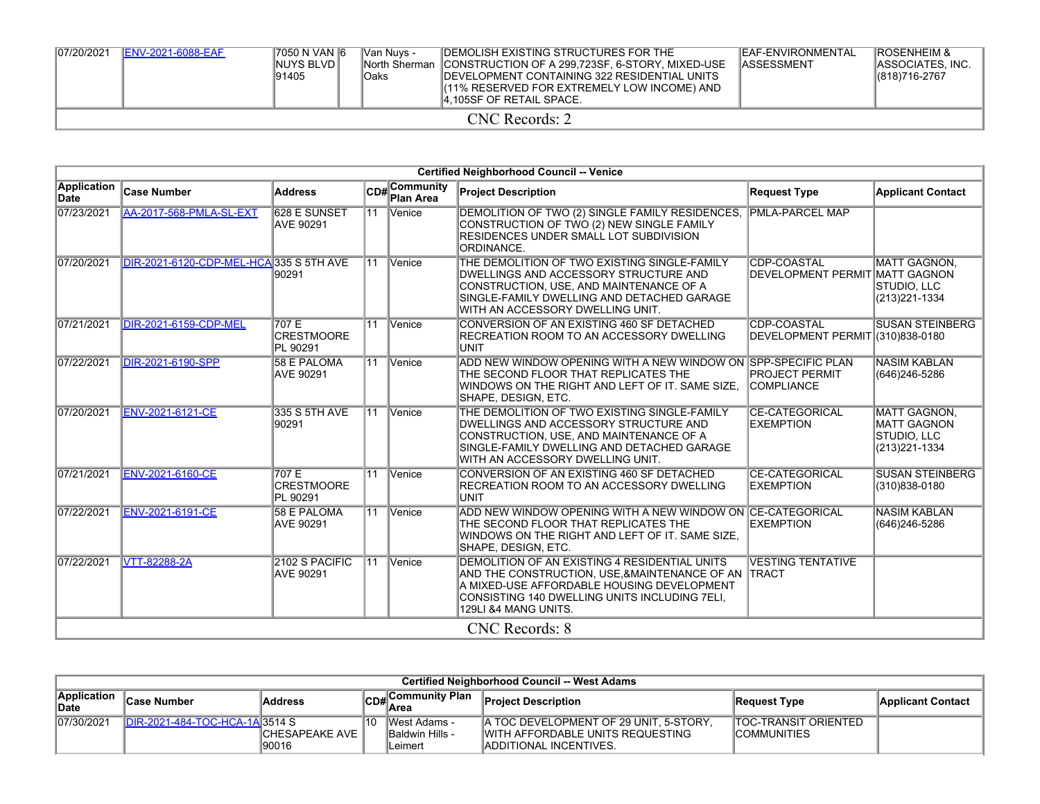| 07/20/2021 | ENV-2021-6088-EAF | 7050 N VAN NUYS BLVD 91405 | 6 | Van Nuys - North Sherman Oaks | DEMOLISH EXISTING STRUCTURES FOR THE CONSTRUCTION OF A 299,723SF, 6-STORY, MIXED-USE DEVELOPMENT CONTAINING 322 RESIDENTIAL UNITS (11% RESERVED FOR EXTREMELY LOW INCOME) AND 4,105SF OF RETAIL SPACE. | EAF-ENVIRONMENTAL ASSESSMENT | ROSENHEIM & ASSOCIATES, INC. (818)716-2767 |
|---|---|---|---|---|---|---|---|
| CNC Records: 2 | | | | | | | |

| Certified Neighborhood Council -- Venice | | | | | | | |
|---|---|---|---|---|---|---|---|
| **Application Date** | **Case Number** | **Address** | **CD#** | **Community Plan Area** | **Project Description** | **Request Type** | **Applicant Contact** |
| 07/23/2021 | AA-2017-568-PMLA-SL-EXT | 628 E SUNSET AVE 90291 | 11 | Venice | DEMOLITION OF TWO (2) SINGLE FAMILY RESIDENCES, CONSTRUCTION OF TWO (2) NEW SINGLE FAMILY RESIDENCES UNDER SMALL LOT SUBDIVISION ORDINANCE. | PMLA-PARCEL MAP | |
| 07/20/2021 | DIR-2021-6120-CDP-MEL-HCA | 335 S 5TH AVE 90291 | 11 | Venice | THE DEMOLITION OF TWO EXISTING SINGLE-FAMILY DWELLINGS AND ACCESSORY STRUCTURE AND CONSTRUCTION, USE, AND MAINTENANCE OF A SINGLE-FAMILY DWELLING AND DETACHED GARAGE WITH AN ACCESSORY DWELLING UNIT. | CDP-COASTAL DEVELOPMENT PERMIT | MATT GAGNON, MATT GAGNON STUDIO, LLC (213)221-1334 |
| 07/21/2021 | DIR-2021-6159-CDP-MEL | 707 E CRESTMOORE PL 90291 | 11 | Venice | CONVERSION OF AN EXISTING 460 SF DETACHED RECREATION ROOM TO AN ACCESSORY DWELLING UNIT | CDP-COASTAL DEVELOPMENT PERMIT | SUSAN STEINBERG (310)838-0180 |
| 07/22/2021 | DIR-2021-6190-SPP | 58 E PALOMA AVE 90291 | 11 | Venice | ADD NEW WINDOW OPENING WITH A NEW WINDOW ON THE SECOND FLOOR THAT REPLICATES THE WINDOWS ON THE RIGHT AND LEFT OF IT. SAME SIZE, SHAPE, DESIGN, ETC. | SPP-SPECIFIC PLAN PROJECT PERMIT COMPLIANCE | NASIM KABLAN (646)246-5286 |
| 07/20/2021 | ENV-2021-6121-CE | 335 S 5TH AVE 90291 | 11 | Venice | THE DEMOLITION OF TWO EXISTING SINGLE-FAMILY DWELLINGS AND ACCESSORY STRUCTURE AND CONSTRUCTION, USE, AND MAINTENANCE OF A SINGLE-FAMILY DWELLING AND DETACHED GARAGE WITH AN ACCESSORY DWELLING UNIT. | CE-CATEGORICAL EXEMPTION | MATT GAGNON, MATT GAGNON STUDIO, LLC (213)221-1334 |
| 07/21/2021 | ENV-2021-6160-CE | 707 E CRESTMOORE PL 90291 | 11 | Venice | CONVERSION OF AN EXISTING 460 SF DETACHED RECREATION ROOM TO AN ACCESSORY DWELLING UNIT | CE-CATEGORICAL EXEMPTION | SUSAN STEINBERG (310)838-0180 |
| 07/22/2021 | ENV-2021-6191-CE | 58 E PALOMA AVE 90291 | 11 | Venice | ADD NEW WINDOW OPENING WITH A NEW WINDOW ON THE SECOND FLOOR THAT REPLICATES THE WINDOWS ON THE RIGHT AND LEFT OF IT. SAME SIZE, SHAPE, DESIGN, ETC. | CE-CATEGORICAL EXEMPTION | NASIM KABLAN (646)246-5286 |
| 07/22/2021 | VTT-82288-2A | 2102 S PACIFIC AVE 90291 | 11 | Venice | DEMOLITION OF AN EXISTING 4 RESIDENTIAL UNITS AND THE CONSTRUCTION, USE,&MAINTENANCE OF AN A MIXED-USE AFFORDABLE HOUSING DEVELOPMENT CONSISTING 140 DWELLING UNITS INCLUDING 7ELI, 129LI &4 MANG UNITS. | VESTING TENTATIVE TRACT | |
| CNC Records: 8 | | | | | | | |

| Certified Neighborhood Council -- West Adams | | | | | | | |
|---|---|---|---|---|---|---|---|
| **Application Date** | **Case Number** | **Address** | **CD#** | **Community Plan Area** | **Project Description** | **Request Type** | **Applicant Contact** |
| 07/30/2021 | DIR-2021-484-TOC-HCA-1A | 3514 S CHESAPEAKE AVE 90016 | 10 | West Adams - Baldwin Hills - Leimert | A TOC DEVELOPMENT OF 29 UNIT, 5-STORY, WITH AFFORDABLE UNITS REQUESTING ADDITIONAL INCENTIVES. | TOC-TRANSIT ORIENTED COMMUNITIES | |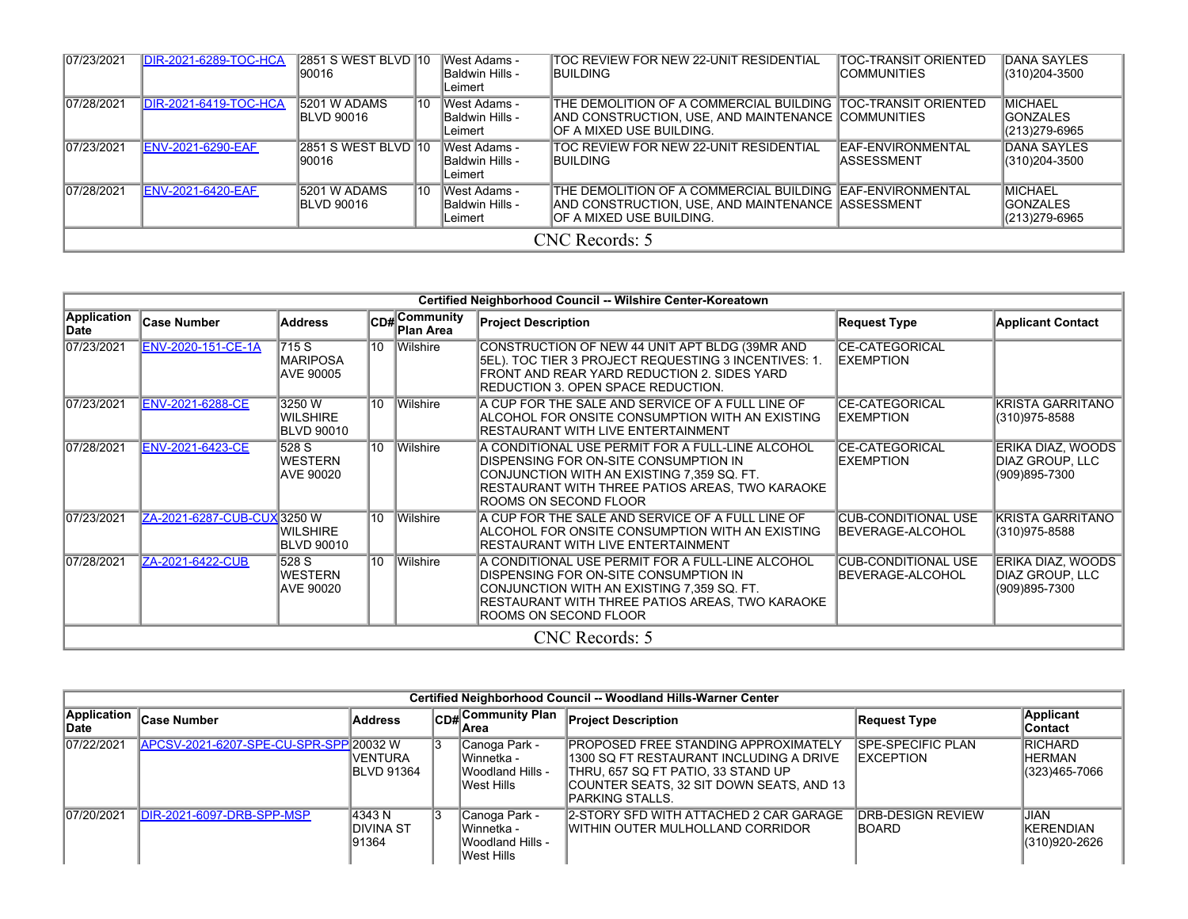| Application Date | Case Number | Address | CD# | Community Plan Area | Project Description | Request Type | Applicant Contact |
|---|---|---|---|---|---|---|---|
| 07/23/2021 | DIR-2021-6289-TOC-HCA | 2851 S WEST BLVD 90016 | 10 | West Adams - Baldwin Hills - Leimert | TOC REVIEW FOR NEW 22-UNIT RESIDENTIAL BUILDING | TOC-TRANSIT ORIENTED COMMUNITIES | DANA SAYLES (310)204-3500 |
| 07/28/2021 | DIR-2021-6419-TOC-HCA | 5201 W ADAMS BLVD 90016 | 10 | West Adams - Baldwin Hills - Leimert | THE DEMOLITION OF A COMMERCIAL BUILDING AND CONSTRUCTION, USE, AND MAINTENANCE OF A MIXED USE BUILDING. | TOC-TRANSIT ORIENTED COMMUNITIES | MICHAEL GONZALES (213)279-6965 |
| 07/23/2021 | ENV-2021-6290-EAF | 2851 S WEST BLVD 90016 | 10 | West Adams - Baldwin Hills - Leimert | TOC REVIEW FOR NEW 22-UNIT RESIDENTIAL BUILDING | EAF-ENVIRONMENTAL ASSESSMENT | DANA SAYLES (310)204-3500 |
| 07/28/2021 | ENV-2021-6420-EAF | 5201 W ADAMS BLVD 90016 | 10 | West Adams - Baldwin Hills - Leimert | THE DEMOLITION OF A COMMERCIAL BUILDING AND CONSTRUCTION, USE, AND MAINTENANCE OF A MIXED USE BUILDING. | EAF-ENVIRONMENTAL ASSESSMENT | MICHAEL GONZALES (213)279-6965 |

CNC Records: 5

**Certified Neighborhood Council -- Wilshire Center-Koreatown**

| Application Date | Case Number | Address | CD# | Community Plan Area | Project Description | Request Type | Applicant Contact |
|---|---|---|---|---|---|---|---|
| 07/23/2021 | ENV-2020-151-CE-1A | 715 S MARIPOSA AVE 90005 | 10 | Wilshire | CONSTRUCTION OF NEW 44 UNIT APT BLDG (39MR AND 5EL). TOC TIER 3 PROJECT REQUESTING 3 INCENTIVES: 1. FRONT AND REAR YARD REDUCTION 2. SIDES YARD REDUCTION 3. OPEN SPACE REDUCTION. | CE-CATEGORICAL EXEMPTION | |
| 07/23/2021 | ENV-2021-6288-CE | 3250 W WILSHIRE BLVD 90010 | 10 | Wilshire | A CUP FOR THE SALE AND SERVICE OF A FULL LINE OF ALCOHOL FOR ONSITE CONSUMPTION WITH AN EXISTING RESTAURANT WITH LIVE ENTERTAINMENT | CE-CATEGORICAL EXEMPTION | KRISTA GARRITANO (310)975-8588 |
| 07/28/2021 | ENV-2021-6423-CE | 528 S WESTERN AVE 90020 | 10 | Wilshire | A CONDITIONAL USE PERMIT FOR A FULL-LINE ALCOHOL DISPENSING FOR ON-SITE CONSUMPTION IN CONJUNCTION WITH AN EXISTING 7,359 SQ. FT. RESTAURANT WITH THREE PATIOS AREAS, TWO KARAOKE ROOMS ON SECOND FLOOR | CE-CATEGORICAL EXEMPTION | ERIKA DIAZ, WOODS DIAZ GROUP, LLC (909)895-7300 |
| 07/23/2021 | ZA-2021-6287-CUB-CUX | 3250 W WILSHIRE BLVD 90010 | 10 | Wilshire | A CUP FOR THE SALE AND SERVICE OF A FULL LINE OF ALCOHOL FOR ONSITE CONSUMPTION WITH AN EXISTING RESTAURANT WITH LIVE ENTERTAINMENT | CUB-CONDITIONAL USE BEVERAGE-ALCOHOL | KRISTA GARRITANO (310)975-8588 |
| 07/28/2021 | ZA-2021-6422-CUB | 528 S WESTERN AVE 90020 | 10 | Wilshire | A CONDITIONAL USE PERMIT FOR A FULL-LINE ALCOHOL DISPENSING FOR ON-SITE CONSUMPTION IN CONJUNCTION WITH AN EXISTING 7,359 SQ. FT. RESTAURANT WITH THREE PATIOS AREAS, TWO KARAOKE ROOMS ON SECOND FLOOR | CUB-CONDITIONAL USE BEVERAGE-ALCOHOL | ERIKA DIAZ, WOODS DIAZ GROUP, LLC (909)895-7300 |

CNC Records: 5

**Certified Neighborhood Council -- Woodland Hills-Warner Center**

| Application Date | Case Number | Address | CD# | Community Plan Area | Project Description | Request Type | Applicant Contact |
|---|---|---|---|---|---|---|---|
| 07/22/2021 | APCSV-2021-6207-SPE-CU-SPR-SPP | 20032 W VENTURA BLVD 91364 | 3 | Canoga Park - Winnetka - Woodland Hills - West Hills | PROPOSED FREE STANDING APPROXIMATELY 1300 SQ FT RESTAURANT INCLUDING A DRIVE THRU, 657 SQ FT PATIO, 33 STAND UP COUNTER SEATS, 32 SIT DOWN SEATS, AND 13 PARKING STALLS. | SPE-SPECIFIC PLAN EXCEPTION | RICHARD HERMAN (323)465-7066 |
| 07/20/2021 | DIR-2021-6097-DRB-SPP-MSP | 4343 N DIVINA ST 91364 | 3 | Canoga Park - Winnetka - Woodland Hills - West Hills | 2-STORY SFD WITH ATTACHED 2 CAR GARAGE WITHIN OUTER MULHOLLAND CORRIDOR | DRB-DESIGN REVIEW BOARD | JIAN KERENDIAN (310)920-2626 |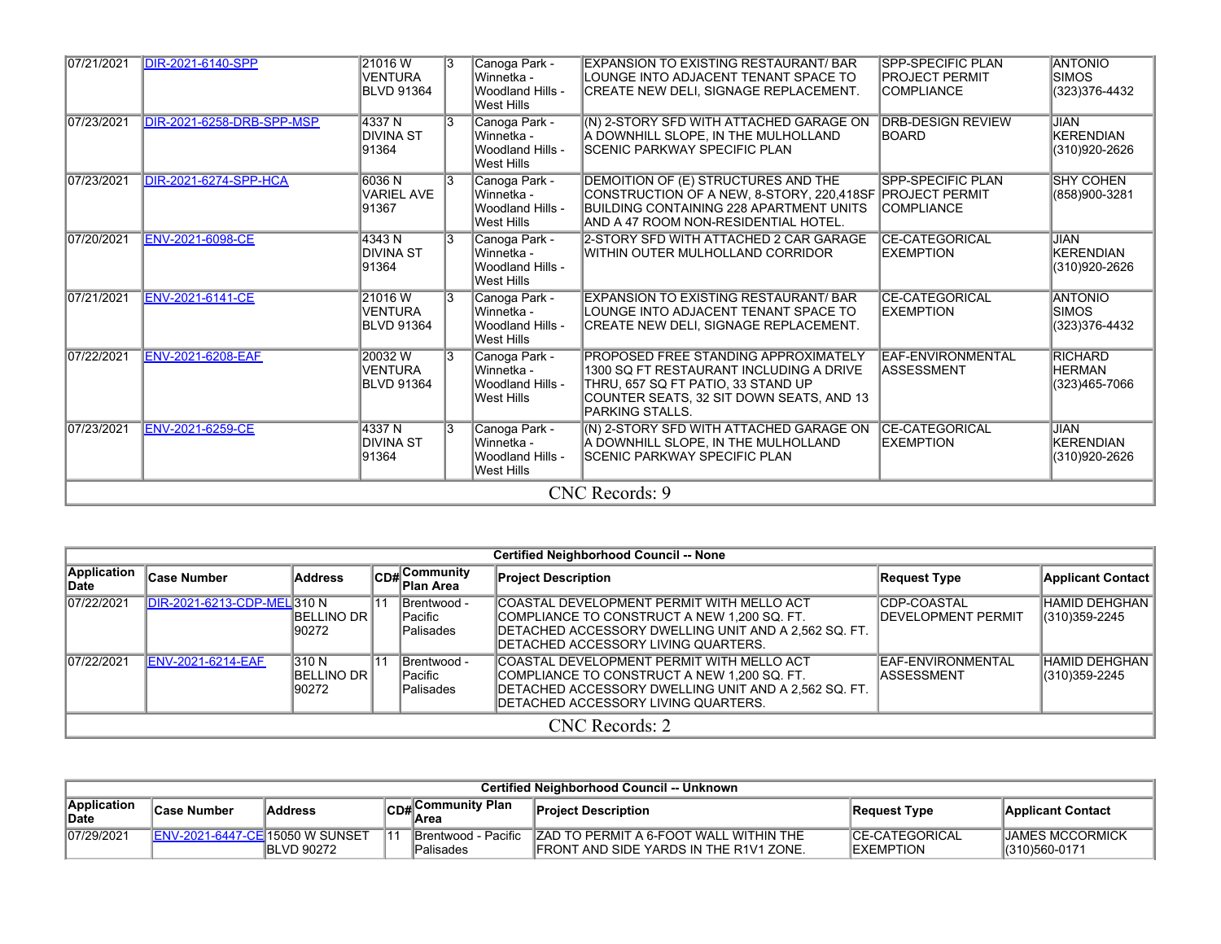| | | | | | | | |
|---|---|---|---|---|---|---|---|
| 07/21/2021 | DIR-2021-6140-SPP | 21016 W VENTURA BLVD 91364 | 3 | Canoga Park - Winnetka - Woodland Hills - West Hills | EXPANSION TO EXISTING RESTAURANT/ BAR LOUNGE INTO ADJACENT TENANT SPACE TO CREATE NEW DELI, SIGNAGE REPLACEMENT. | SPP-SPECIFIC PLAN PROJECT PERMIT COMPLIANCE | ANTONIO SIMOS (323)376-4432 |
| 07/23/2021 | DIR-2021-6258-DRB-SPP-MSP | 4337 N DIVINA ST 91364 | 3 | Canoga Park - Winnetka - Woodland Hills - West Hills | (N) 2-STORY SFD WITH ATTACHED GARAGE ON A DOWNHILL SLOPE, IN THE MULHOLLAND SCENIC PARKWAY SPECIFIC PLAN | DRB-DESIGN REVIEW BOARD | JIAN KERENDIAN (310)920-2626 |
| 07/23/2021 | DIR-2021-6274-SPP-HCA | 6036 N VARIEL AVE 91367 | 3 | Canoga Park - Winnetka - Woodland Hills - West Hills | DEMOITION OF (E) STRUCTURES AND THE CONSTRUCTION OF A NEW, 8-STORY, 220,418SF BUILDING CONTAINING 228 APARTMENT UNITS AND A 47 ROOM NON-RESIDENTIAL HOTEL. | SPP-SPECIFIC PLAN PROJECT PERMIT COMPLIANCE | SHY COHEN (858)900-3281 |
| 07/20/2021 | ENV-2021-6098-CE | 4343 N DIVINA ST 91364 | 3 | Canoga Park - Winnetka - Woodland Hills - West Hills | 2-STORY SFD WITH ATTACHED 2 CAR GARAGE WITHIN OUTER MULHOLLAND CORRIDOR | CE-CATEGORICAL EXEMPTION | JIAN KERENDIAN (310)920-2626 |
| 07/21/2021 | ENV-2021-6141-CE | 21016 W VENTURA BLVD 91364 | 3 | Canoga Park - Winnetka - Woodland Hills - West Hills | EXPANSION TO EXISTING RESTAURANT/ BAR LOUNGE INTO ADJACENT TENANT SPACE TO CREATE NEW DELI, SIGNAGE REPLACEMENT. | CE-CATEGORICAL EXEMPTION | ANTONIO SIMOS (323)376-4432 |
| 07/22/2021 | ENV-2021-6208-EAF | 20032 W VENTURA BLVD 91364 | 3 | Canoga Park - Winnetka - Woodland Hills - West Hills | PROPOSED FREE STANDING APPROXIMATELY 1300 SQ FT RESTAURANT INCLUDING A DRIVE THRU, 657 SQ FT PATIO, 33 STAND UP COUNTER SEATS, 32 SIT DOWN SEATS, AND 13 PARKING STALLS. | EAF-ENVIRONMENTAL ASSESSMENT | RICHARD HERMAN (323)465-7066 |
| 07/23/2021 | ENV-2021-6259-CE | 4337 N DIVINA ST 91364 | 3 | Canoga Park - Winnetka - Woodland Hills - West Hills | (N) 2-STORY SFD WITH ATTACHED GARAGE ON A DOWNHILL SLOPE, IN THE MULHOLLAND SCENIC PARKWAY SPECIFIC PLAN | CE-CATEGORICAL EXEMPTION | JIAN KERENDIAN (310)920-2626 |

CNC Records: 9

**Certified Neighborhood Council -- None**

| Application Date | Case Number | Address | CD# | Community Plan Area | Project Description | Request Type | Applicant Contact |
|---|---|---|---|---|---|---|---|
| 07/22/2021 | DIR-2021-6213-CDP-MEL | 310 N BELLINO DR 90272 | 11 | Brentwood - Pacific Palisades | COASTAL DEVELOPMENT PERMIT WITH MELLO ACT COMPLIANCE TO CONSTRUCT A NEW 1,200 SQ. FT. DETACHED ACCESSORY DWELLING UNIT AND A 2,562 SQ. FT. DETACHED ACCESSORY LIVING QUARTERS. | CDP-COASTAL DEVELOPMENT PERMIT | HAMID DEHGHAN (310)359-2245 |
| 07/22/2021 | ENV-2021-6214-EAF | 310 N BELLINO DR 90272 | 11 | Brentwood - Pacific Palisades | COASTAL DEVELOPMENT PERMIT WITH MELLO ACT COMPLIANCE TO CONSTRUCT A NEW 1,200 SQ. FT. DETACHED ACCESSORY DWELLING UNIT AND A 2,562 SQ. FT. DETACHED ACCESSORY LIVING QUARTERS. | EAF-ENVIRONMENTAL ASSESSMENT | HAMID DEHGHAN (310)359-2245 |

CNC Records: 2

**Certified Neighborhood Council -- Unknown**

| Application Date | Case Number | Address | CD# | Community Plan Area | Project Description | Request Type | Applicant Contact |
|---|---|---|---|---|---|---|---|
| 07/29/2021 | ENV-2021-6447-CE | 15050 W SUNSET BLVD 90272 | 11 | Brentwood - Pacific Palisades | ZAD TO PERMIT A 6-FOOT WALL WITHIN THE FRONT AND SIDE YARDS IN THE R1V1 ZONE. | CE-CATEGORICAL EXEMPTION | JAMES MCCORMICK (310)560-0171 |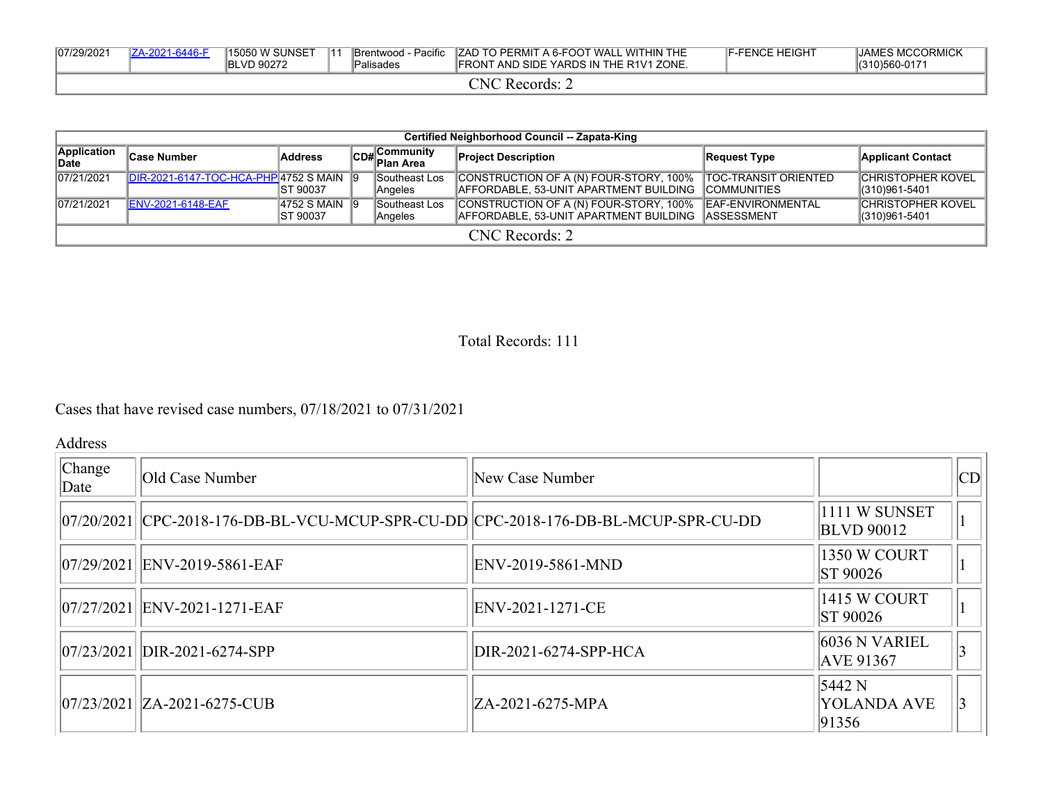| 07/29/2021 | ZA-2021-6446-F | 15050 W SUNSET BLVD 90272 | 11 | Brentwood - Pacific Palisades | ZAD TO PERMIT A 6-FOOT WALL WITHIN THE FRONT AND SIDE YARDS IN THE R1V1 ZONE. | F-FENCE HEIGHT | JAMES MCCORMICK (310)560-0171 |
|---|---|---|---|---|---|---|---|
| CNC Records: 2 | | | | | | | |

| Certified Neighborhood Council -- Zapata-King | | | | | | | |
|---|---|---|---|---|---|---|---|
| Application Date | Case Number | Address | CD# | Community Plan Area | Project Description | Request Type | Applicant Contact |
| 07/21/2021 | DIR-2021-6147-TOC-HCA-PHP | 4752 S MAIN ST 90037 | 9 | Southeast Los Angeles | CONSTRUCTION OF A (N) FOUR-STORY, 100% AFFORDABLE, 53-UNIT APARTMENT BUILDING | TOC-TRANSIT ORIENTED COMMUNITIES | CHRISTOPHER KOVEL (310)961-5401 |
| 07/21/2021 | ENV-2021-6148-EAF | 4752 S MAIN ST 90037 | 9 | Southeast Los Angeles | CONSTRUCTION OF A (N) FOUR-STORY, 100% AFFORDABLE, 53-UNIT APARTMENT BUILDING | EAF-ENVIRONMENTAL ASSESSMENT | CHRISTOPHER KOVEL (310)961-5401 |
| CNC Records: 2 | | | | | | | |

Total Records: 111

Cases that have revised case numbers, 07/18/2021 to 07/31/2021

Address

| Change Date | Old Case Number | New Case Number | | CD |
|---|---|---|---|---|
| 07/20/2021 | CPC-2018-176-DB-BL-VCU-MCUP-SPR-CU-DD | CPC-2018-176-DB-BL-MCUP-SPR-CU-DD | 1111 W SUNSET BLVD 90012 | 1 |
| 07/29/2021 | ENV-2019-5861-EAF | ENV-2019-5861-MND | 1350 W COURT ST 90026 | 1 |
| 07/27/2021 | ENV-2021-1271-EAF | ENV-2021-1271-CE | 1415 W COURT ST 90026 | 1 |
| 07/23/2021 | DIR-2021-6274-SPP | DIR-2021-6274-SPP-HCA | 6036 N VARIEL AVE 91367 | 3 |
| 07/23/2021 | ZA-2021-6275-CUB | ZA-2021-6275-MPA | 5442 N YOLANDA AVE 91356 | 3 |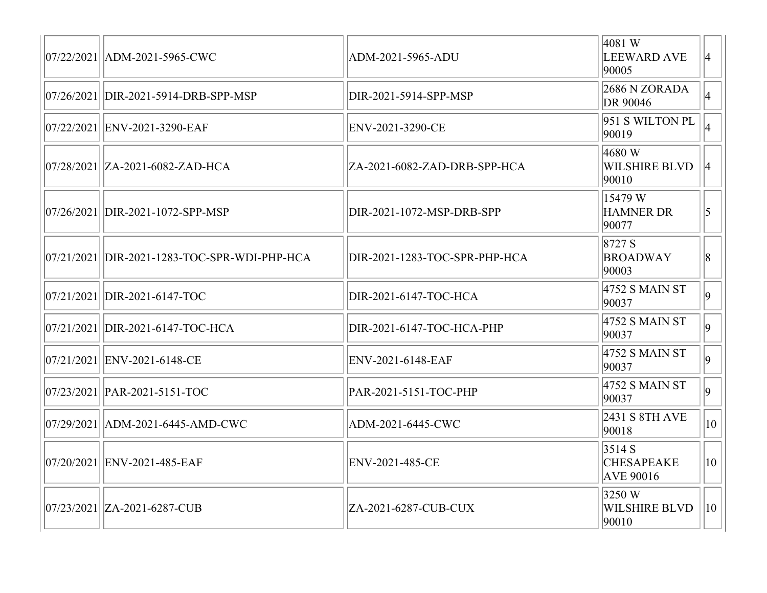| | | | | |
|---|---|---|---|---|
| 07/22/2021 | ADM-2021-5965-CWC | ADM-2021-5965-ADU | 4081 W LEEWARD AVE 90005 | 4 |
| 07/26/2021 | DIR-2021-5914-DRB-SPP-MSP | DIR-2021-5914-SPP-MSP | 2686 N ZORADA DR 90046 | 4 |
| 07/22/2021 | ENV-2021-3290-EAF | ENV-2021-3290-CE | 951 S WILTON PL 90019 | 4 |
| 07/28/2021 | ZA-2021-6082-ZAD-HCA | ZA-2021-6082-ZAD-DRB-SPP-HCA | 4680 W WILSHIRE BLVD 90010 | 4 |
| 07/26/2021 | DIR-2021-1072-SPP-MSP | DIR-2021-1072-MSP-DRB-SPP | 15479 W HAMNER DR 90077 | 5 |
| 07/21/2021 | DIR-2021-1283-TOC-SPR-WDI-PHP-HCA | DIR-2021-1283-TOC-SPR-PHP-HCA | 8727 S BROADWAY 90003 | 8 |
| 07/21/2021 | DIR-2021-6147-TOC | DIR-2021-6147-TOC-HCA | 4752 S MAIN ST 90037 | 9 |
| 07/21/2021 | DIR-2021-6147-TOC-HCA | DIR-2021-6147-TOC-HCA-PHP | 4752 S MAIN ST 90037 | 9 |
| 07/21/2021 | ENV-2021-6148-CE | ENV-2021-6148-EAF | 4752 S MAIN ST 90037 | 9 |
| 07/23/2021 | PAR-2021-5151-TOC | PAR-2021-5151-TOC-PHP | 4752 S MAIN ST 90037 | 9 |
| 07/29/2021 | ADM-2021-6445-AMD-CWC | ADM-2021-6445-CWC | 2431 S 8TH AVE 90018 | 10 |
| 07/20/2021 | ENV-2021-485-EAF | ENV-2021-485-CE | 3514 S CHESAPEAKE AVE 90016 | 10 |
| 07/23/2021 | ZA-2021-6287-CUB | ZA-2021-6287-CUB-CUX | 3250 W WILSHIRE BLVD 90010 | 10 |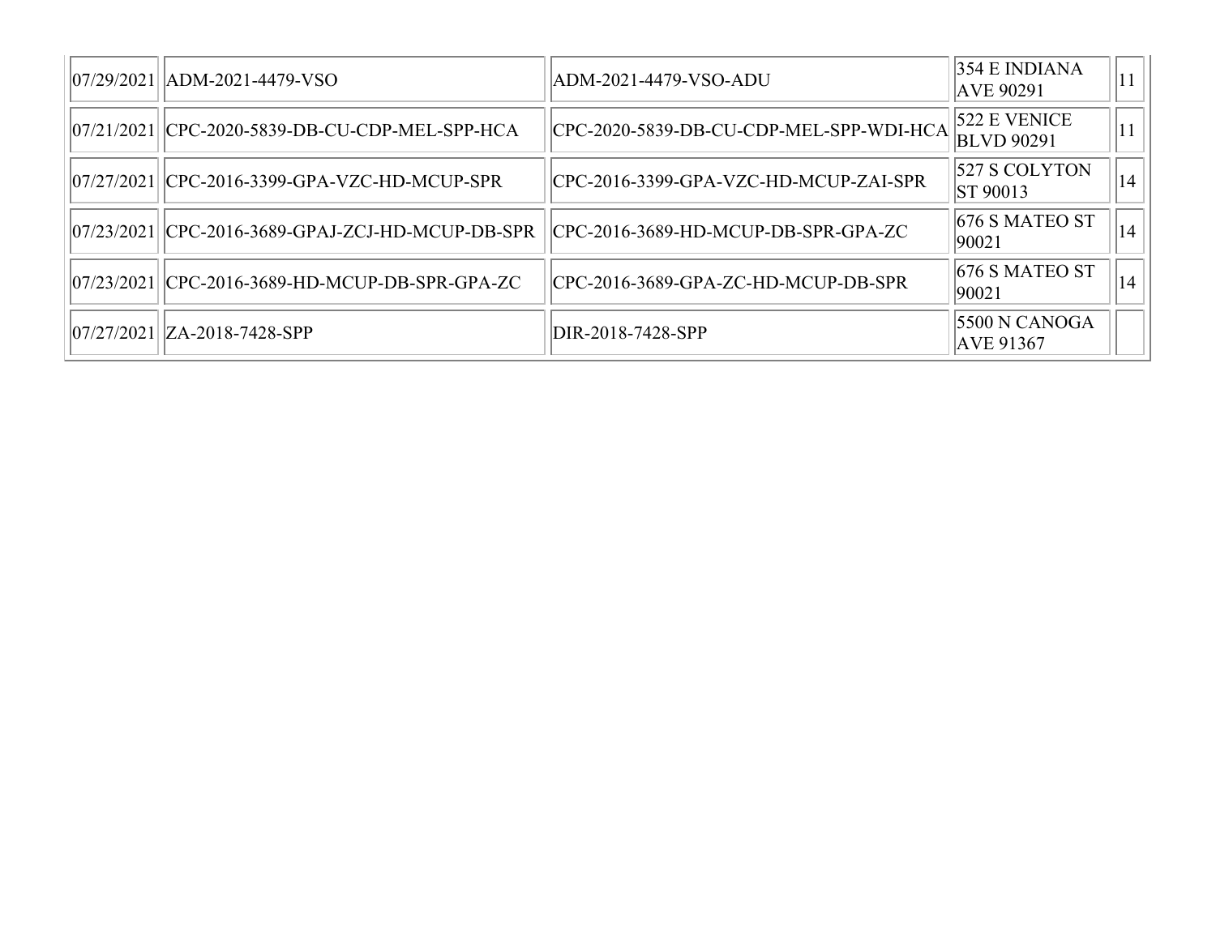| | | | | |
|---|---|---|---|---|
| 07/29/2021 | ADM-2021-4479-VSO | ADM-2021-4479-VSO-ADU | 354 E INDIANA AVE 90291 | 11 |
| 07/21/2021 | CPC-2020-5839-DB-CU-CDP-MEL-SPP-HCA | CPC-2020-5839-DB-CU-CDP-MEL-SPP-WDI-HCA | 522 E VENICE BLVD 90291 | 11 |
| 07/27/2021 | CPC-2016-3399-GPA-VZC-HD-MCUP-SPR | CPC-2016-3399-GPA-VZC-HD-MCUP-ZAI-SPR | 527 S COLYTON ST 90013 | 14 |
| 07/23/2021 | CPC-2016-3689-GPAJ-ZCJ-HD-MCUP-DB-SPR | CPC-2016-3689-HD-MCUP-DB-SPR-GPA-ZC | 676 S MATEO ST 90021 | 14 |
| 07/23/2021 | CPC-2016-3689-HD-MCUP-DB-SPR-GPA-ZC | CPC-2016-3689-GPA-ZC-HD-MCUP-DB-SPR | 676 S MATEO ST 90021 | 14 |
| 07/27/2021 | ZA-2018-7428-SPP | DIR-2018-7428-SPP | 5500 N CANOGA AVE 91367 | |